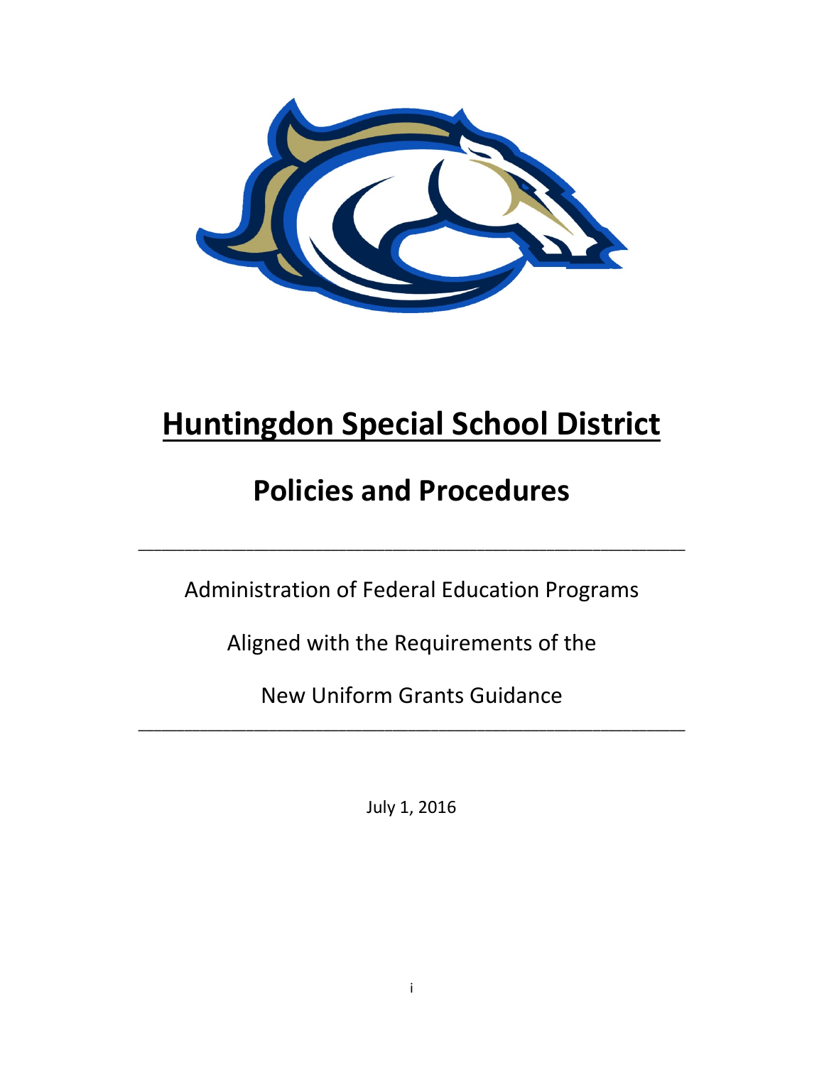# Huntingdon Special School District

## Policies and Procedures

---

Administration of Federal Education Programs

Aligned with the Requirements of the

New Uniform Grants Guidance

---

July 1, 2016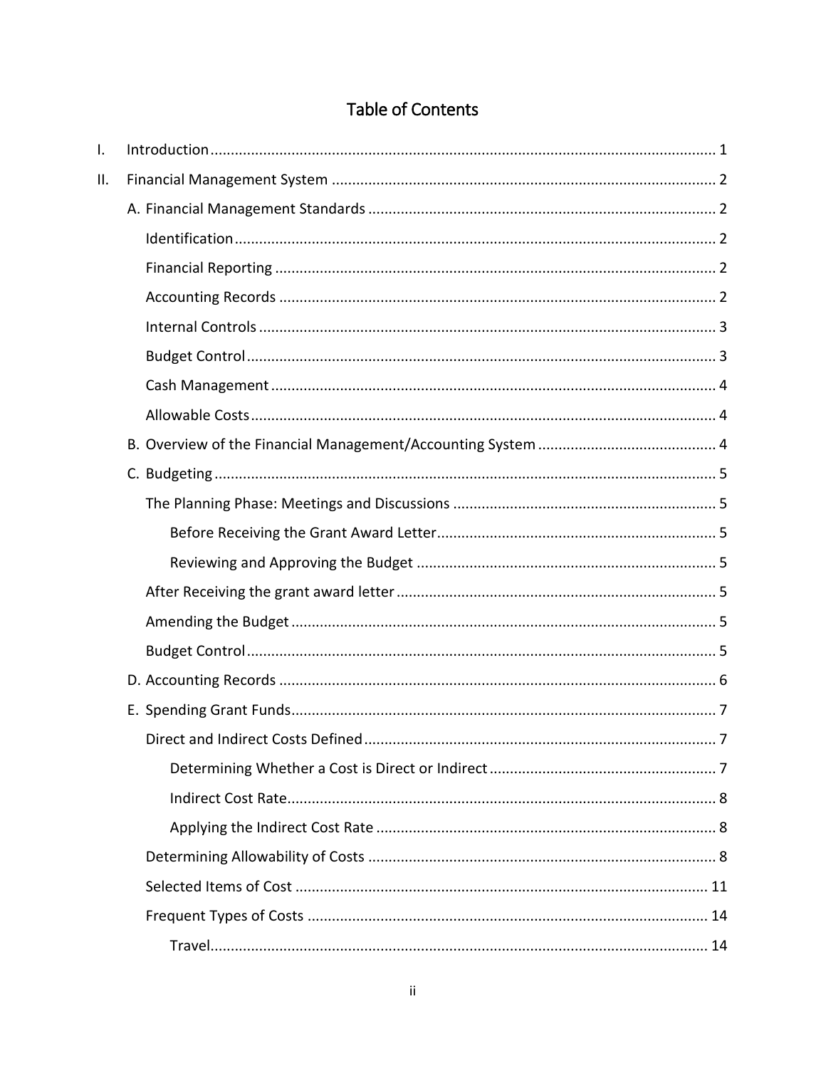# Table of Contents

- I. Introduction ... 1
- II. Financial Management System ... 2
  - A. Financial Management Standards ... 2
    - Identification ... 2
    - Financial Reporting ... 2
    - Accounting Records ... 2
    - Internal Controls ... 3
    - Budget Control ... 3
    - Cash Management ... 4
    - Allowable Costs ... 4
  - B. Overview of the Financial Management/Accounting System ... 4
  - C. Budgeting ... 5
    - The Planning Phase: Meetings and Discussions ... 5
      - Before Receiving the Grant Award Letter ... 5
      - Reviewing and Approving the Budget ... 5
    - After Receiving the grant award letter ... 5
    - Amending the Budget ... 5
    - Budget Control ... 5
  - D. Accounting Records ... 6
  - E. Spending Grant Funds ... 7
    - Direct and Indirect Costs Defined ... 7
      - Determining Whether a Cost is Direct or Indirect ... 7
      - Indirect Cost Rate ... 8
      - Applying the Indirect Cost Rate ... 8
    - Determining Allowability of Costs ... 8
    - Selected Items of Cost ... 11
    - Frequent Types of Costs ... 14
      - Travel ... 14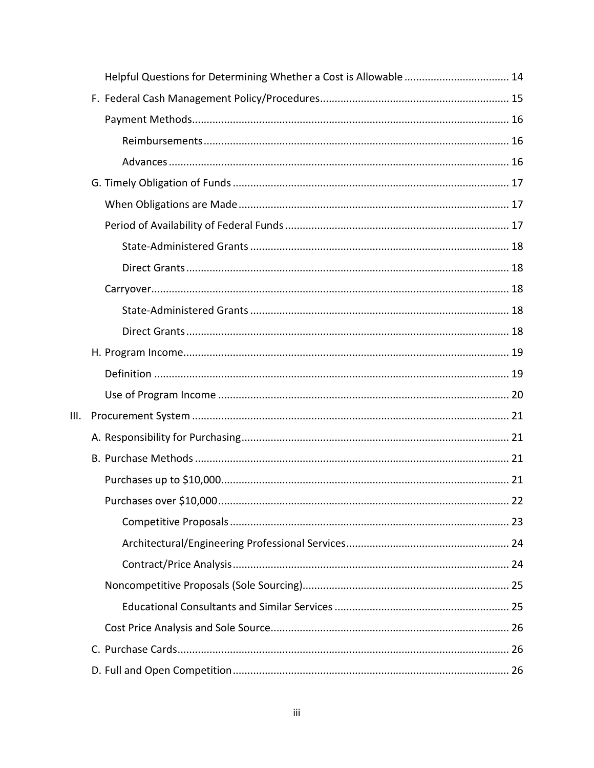- Helpful Questions for Determining Whether a Cost is Allowable ..... 14
- F. Federal Cash Management Policy/Procedures ..... 15
  - Payment Methods ..... 16
    - Reimbursements ..... 16
    - Advances ..... 16
- G. Timely Obligation of Funds ..... 17
  - When Obligations are Made ..... 17
  - Period of Availability of Federal Funds ..... 17
    - State-Administered Grants ..... 18
    - Direct Grants ..... 18
  - Carryover ..... 18
    - State-Administered Grants ..... 18
    - Direct Grants ..... 18
- H. Program Income ..... 19
  - Definition ..... 19
  - Use of Program Income ..... 20

III. Procurement System ..... 21

- A. Responsibility for Purchasing ..... 21
- B. Purchase Methods ..... 21
  - Purchases up to $10,000 ..... 21
  - Purchases over $10,000 ..... 22
    - Competitive Proposals ..... 23
    - Architectural/Engineering Professional Services ..... 24
    - Contract/Price Analysis ..... 24
  - Noncompetitive Proposals (Sole Sourcing) ..... 25
    - Educational Consultants and Similar Services ..... 25
  - Cost Price Analysis and Sole Source ..... 26
- C. Purchase Cards ..... 26
- D. Full and Open Competition ..... 26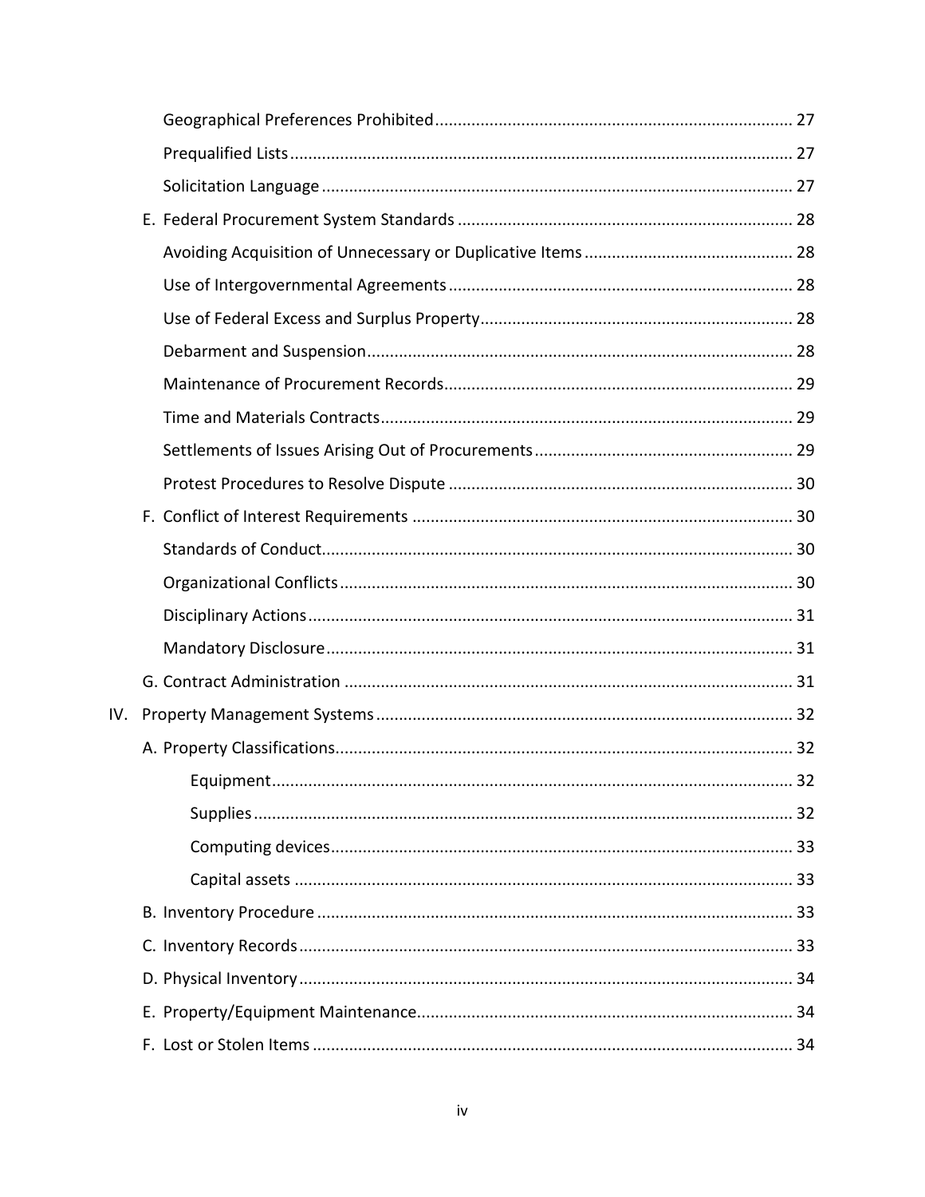- Geographical Preferences Prohibited ..... 27
- Prequalified Lists ..... 27
- Solicitation Language ..... 27

E. Federal Procurement System Standards ..... 28

- Avoiding Acquisition of Unnecessary or Duplicative Items ..... 28
- Use of Intergovernmental Agreements ..... 28
- Use of Federal Excess and Surplus Property ..... 28
- Debarment and Suspension ..... 28
- Maintenance of Procurement Records ..... 29
- Time and Materials Contracts ..... 29
- Settlements of Issues Arising Out of Procurements ..... 29
- Protest Procedures to Resolve Dispute ..... 30

F. Conflict of Interest Requirements ..... 30

- Standards of Conduct ..... 30
- Organizational Conflicts ..... 30
- Disciplinary Actions ..... 31
- Mandatory Disclosure ..... 31

G. Contract Administration ..... 31

IV. Property Management Systems ..... 32

A. Property Classifications ..... 32

- Equipment ..... 32
- Supplies ..... 32
- Computing devices ..... 33
- Capital assets ..... 33

B. Inventory Procedure ..... 33

C. Inventory Records ..... 33

D. Physical Inventory ..... 34

E. Property/Equipment Maintenance ..... 34

F. Lost or Stolen Items ..... 34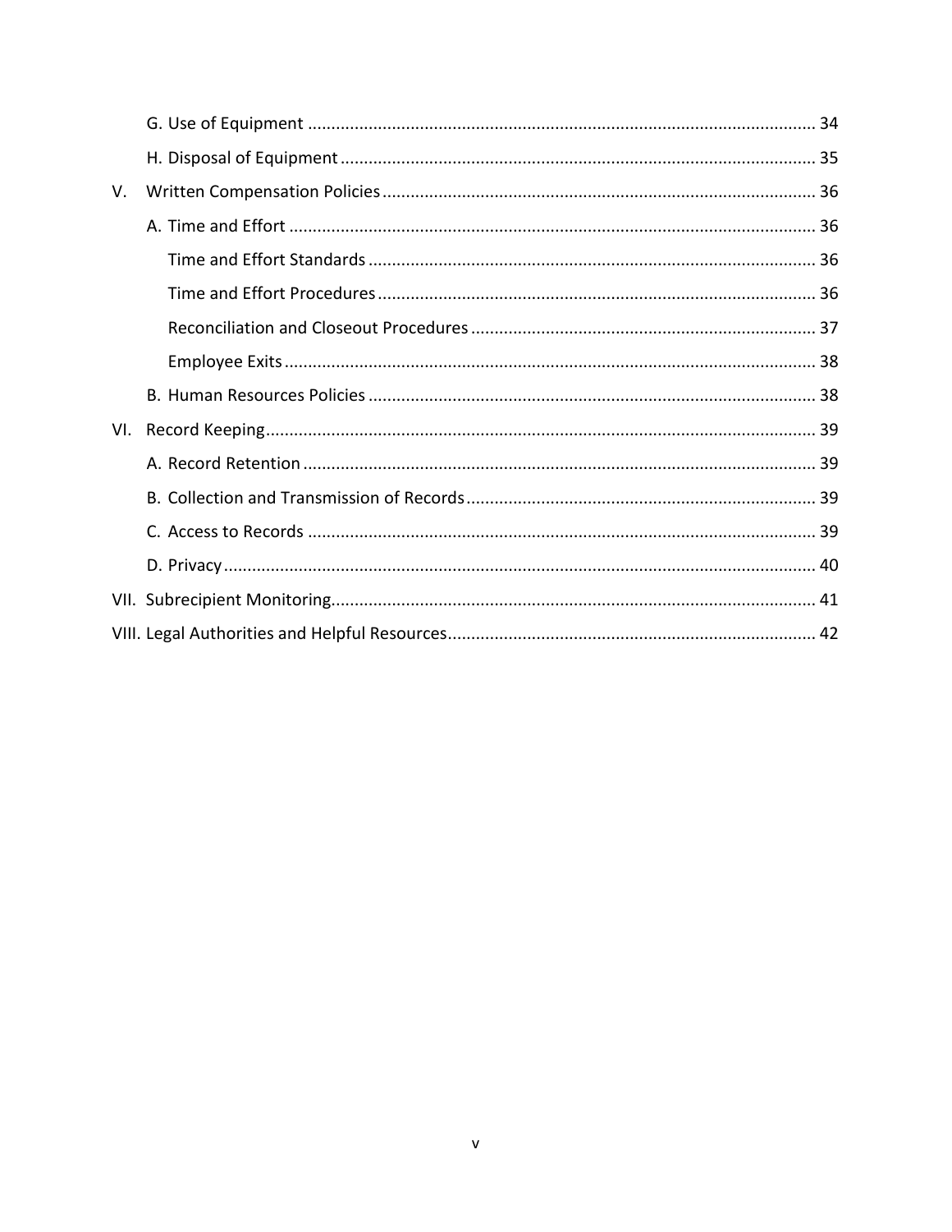- G. Use of Equipment ........ 34
- H. Disposal of Equipment ........ 35

V. Written Compensation Policies ........ 36

- A. Time and Effort ........ 36
  - Time and Effort Standards ........ 36
  - Time and Effort Procedures ........ 36
  - Reconciliation and Closeout Procedures ........ 37
  - Employee Exits ........ 38
- B. Human Resources Policies ........ 38

VI. Record Keeping ........ 39

- A. Record Retention ........ 39
- B. Collection and Transmission of Records ........ 39
- C. Access to Records ........ 39
- D. Privacy ........ 40

VII. Subrecipient Monitoring ........ 41

VIII. Legal Authorities and Helpful Resources ........ 42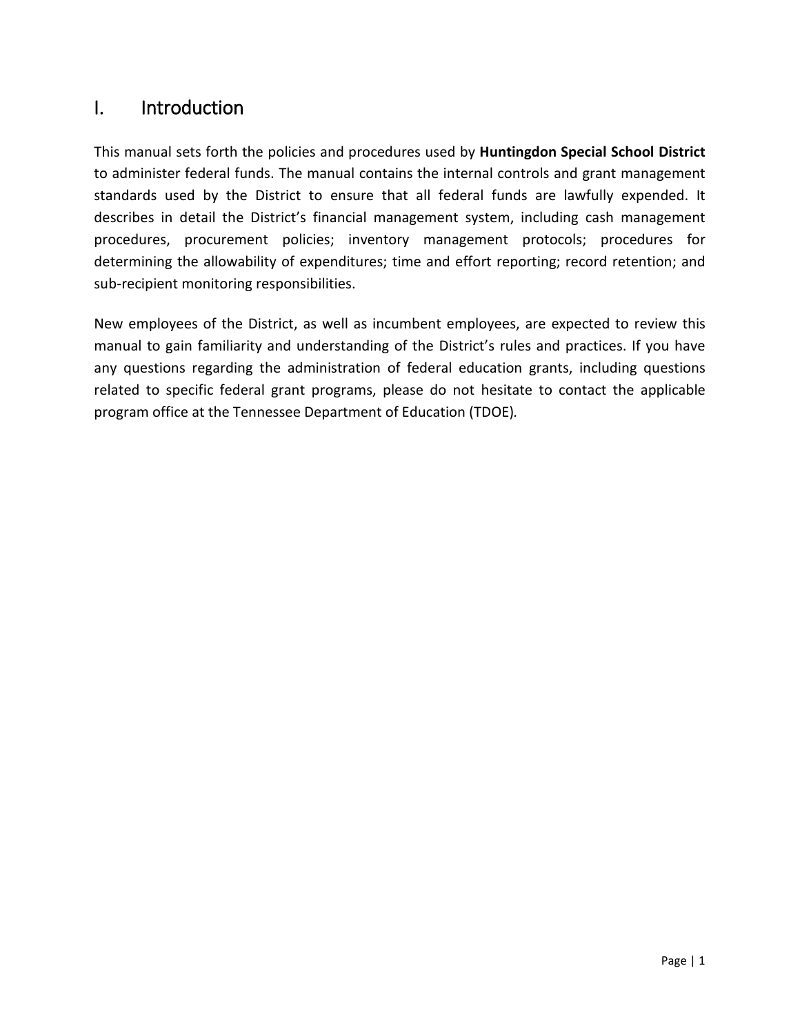# I. Introduction

This manual sets forth the policies and procedures used by **Huntingdon Special School District** to administer federal funds. The manual contains the internal controls and grant management standards used by the District to ensure that all federal funds are lawfully expended. It describes in detail the District's financial management system, including cash management procedures, procurement policies; inventory management protocols; procedures for determining the allowability of expenditures; time and effort reporting; record retention; and sub-recipient monitoring responsibilities.

New employees of the District, as well as incumbent employees, are expected to review this manual to gain familiarity and understanding of the District's rules and practices. If you have any questions regarding the administration of federal education grants, including questions related to specific federal grant programs, please do not hesitate to contact the applicable program office at the Tennessee Department of Education (TDOE).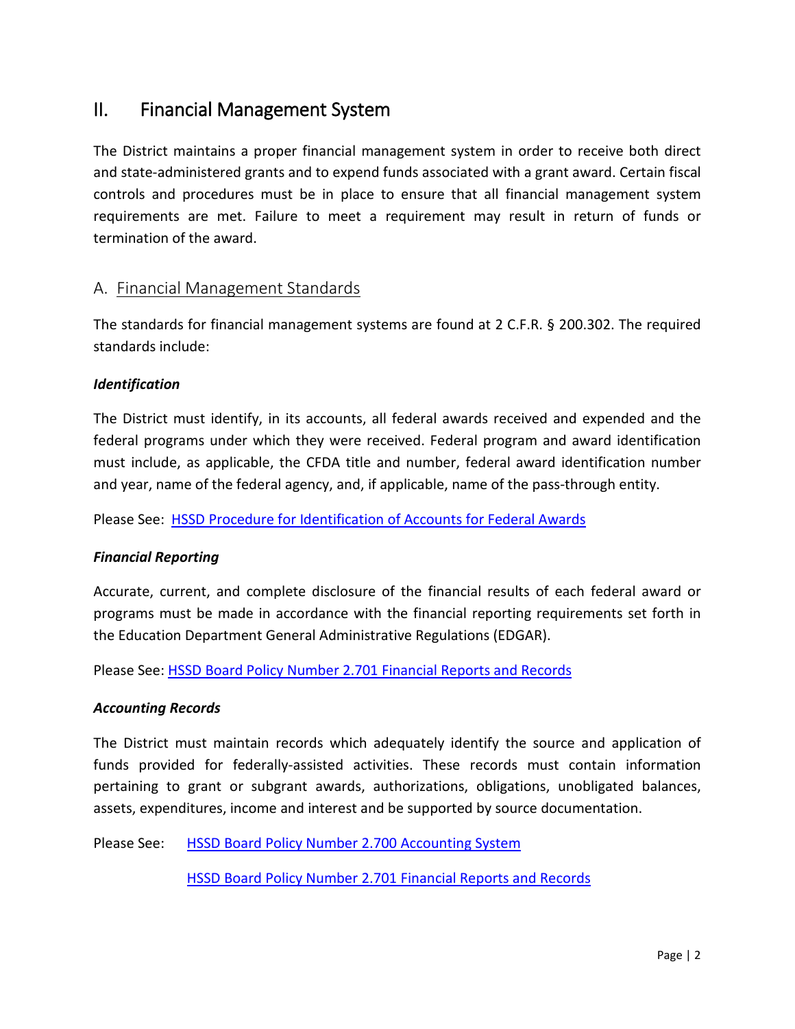## II. Financial Management System

The District maintains a proper financial management system in order to receive both direct and state-administered grants and to expend funds associated with a grant award. Certain fiscal controls and procedures must be in place to ensure that all financial management system requirements are met. Failure to meet a requirement may result in return of funds or termination of the award.

### A. Financial Management Standards

The standards for financial management systems are found at 2 C.F.R. § 200.302. The required standards include:

***Identification***

The District must identify, in its accounts, all federal awards received and expended and the federal programs under which they were received. Federal program and award identification must include, as applicable, the CFDA title and number, federal award identification number and year, name of the federal agency, and, if applicable, name of the pass-through entity.

Please See: HSSD Procedure for Identification of Accounts for Federal Awards

***Financial Reporting***

Accurate, current, and complete disclosure of the financial results of each federal award or programs must be made in accordance with the financial reporting requirements set forth in the Education Department General Administrative Regulations (EDGAR).

Please See: HSSD Board Policy Number 2.701 Financial Reports and Records

***Accounting Records***

The District must maintain records which adequately identify the source and application of funds provided for federally-assisted activities. These records must contain information pertaining to grant or subgrant awards, authorizations, obligations, unobligated balances, assets, expenditures, income and interest and be supported by source documentation.

Please See: HSSD Board Policy Number 2.700 Accounting System

HSSD Board Policy Number 2.701 Financial Reports and Records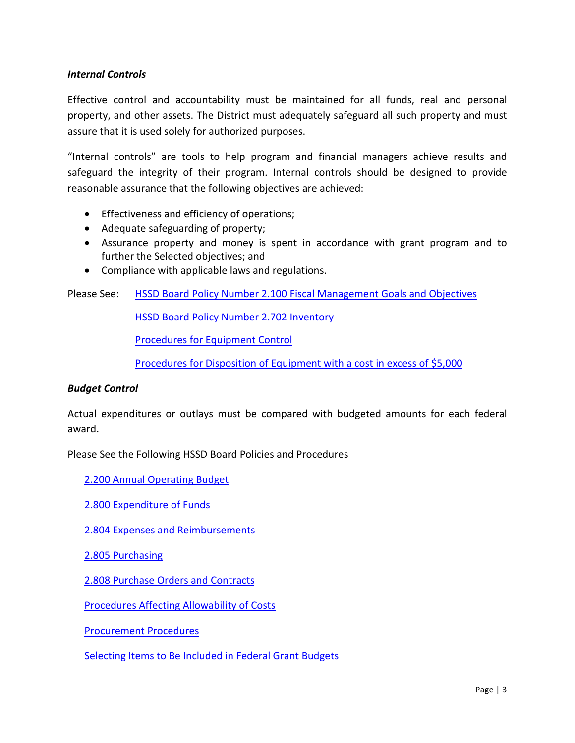### *Internal Controls*

Effective control and accountability must be maintained for all funds, real and personal property, and other assets. The District must adequately safeguard all such property and must assure that it is used solely for authorized purposes.

"Internal controls" are tools to help program and financial managers achieve results and safeguard the integrity of their program. Internal controls should be designed to provide reasonable assurance that the following objectives are achieved:

- Effectiveness and efficiency of operations;
- Adequate safeguarding of property;
- Assurance property and money is spent in accordance with grant program and to further the Selected objectives; and
- Compliance with applicable laws and regulations.

Please See: HSSD Board Policy Number 2.100 Fiscal Management Goals and Objectives

HSSD Board Policy Number 2.702 Inventory

Procedures for Equipment Control

Procedures for Disposition of Equipment with a cost in excess of $5,000

### *Budget Control*

Actual expenditures or outlays must be compared with budgeted amounts for each federal award.

Please See the Following HSSD Board Policies and Procedures

2.200 Annual Operating Budget

2.800 Expenditure of Funds

2.804 Expenses and Reimbursements

2.805 Purchasing

2.808 Purchase Orders and Contracts

Procedures Affecting Allowability of Costs

Procurement Procedures

Selecting Items to Be Included in Federal Grant Budgets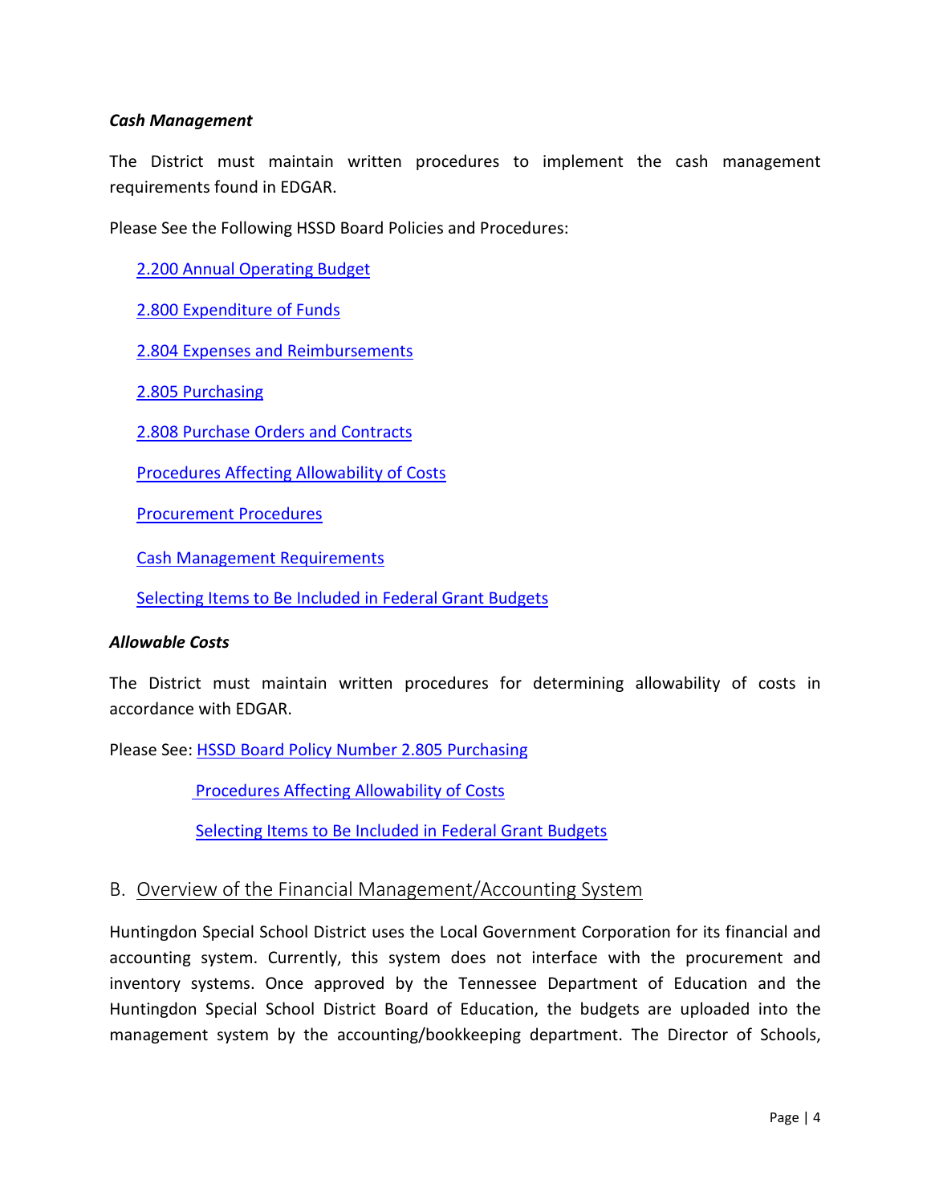***Cash Management***

The District must maintain written procedures to implement the cash management requirements found in EDGAR.

Please See the Following HSSD Board Policies and Procedures:

2.200 Annual Operating Budget

2.800 Expenditure of Funds

2.804 Expenses and Reimbursements

2.805 Purchasing

2.808 Purchase Orders and Contracts

Procedures Affecting Allowability of Costs

Procurement Procedures

Cash Management Requirements

Selecting Items to Be Included in Federal Grant Budgets

***Allowable Costs***

The District must maintain written procedures for determining allowability of costs in accordance with EDGAR.

Please See: HSSD Board Policy Number 2.805 Purchasing

Procedures Affecting Allowability of Costs

Selecting Items to Be Included in Federal Grant Budgets

## B. Overview of the Financial Management/Accounting System

Huntingdon Special School District uses the Local Government Corporation for its financial and accounting system. Currently, this system does not interface with the procurement and inventory systems. Once approved by the Tennessee Department of Education and the Huntingdon Special School District Board of Education, the budgets are uploaded into the management system by the accounting/bookkeeping department. The Director of Schools,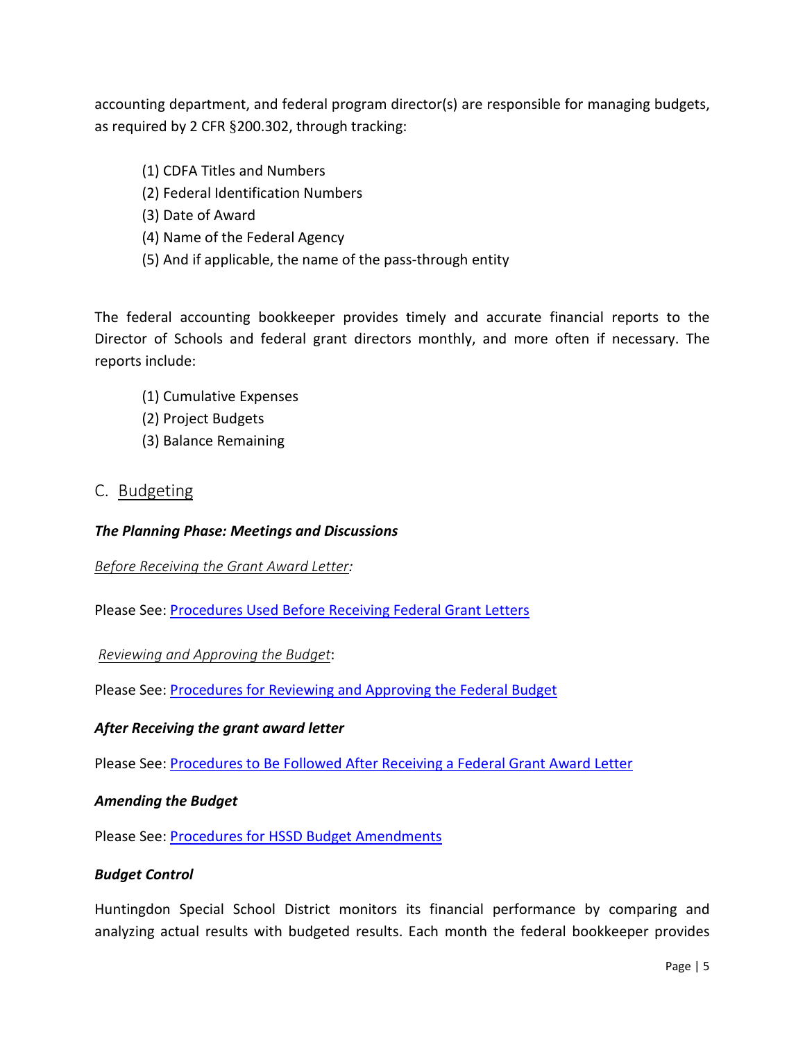accounting department, and federal program director(s) are responsible for managing budgets, as required by 2 CFR §200.302, through tracking:

(1) CDFA Titles and Numbers
(2) Federal Identification Numbers
(3) Date of Award
(4) Name of the Federal Agency
(5) And if applicable, the name of the pass-through entity

The federal accounting bookkeeper provides timely and accurate financial reports to the Director of Schools and federal grant directors monthly, and more often if necessary. The reports include:

(1) Cumulative Expenses
(2) Project Budgets
(3) Balance Remaining

## C. Budgeting

***The Planning Phase: Meetings and Discussions***

*Before Receiving the Grant Award Letter:*

Please See: Procedures Used Before Receiving Federal Grant Letters

*Reviewing and Approving the Budget*:

Please See: Procedures for Reviewing and Approving the Federal Budget

***After Receiving the grant award letter***

Please See: Procedures to Be Followed After Receiving a Federal Grant Award Letter

***Amending the Budget***

Please See: Procedures for HSSD Budget Amendments

***Budget Control***

Huntingdon Special School District monitors its financial performance by comparing and analyzing actual results with budgeted results. Each month the federal bookkeeper provides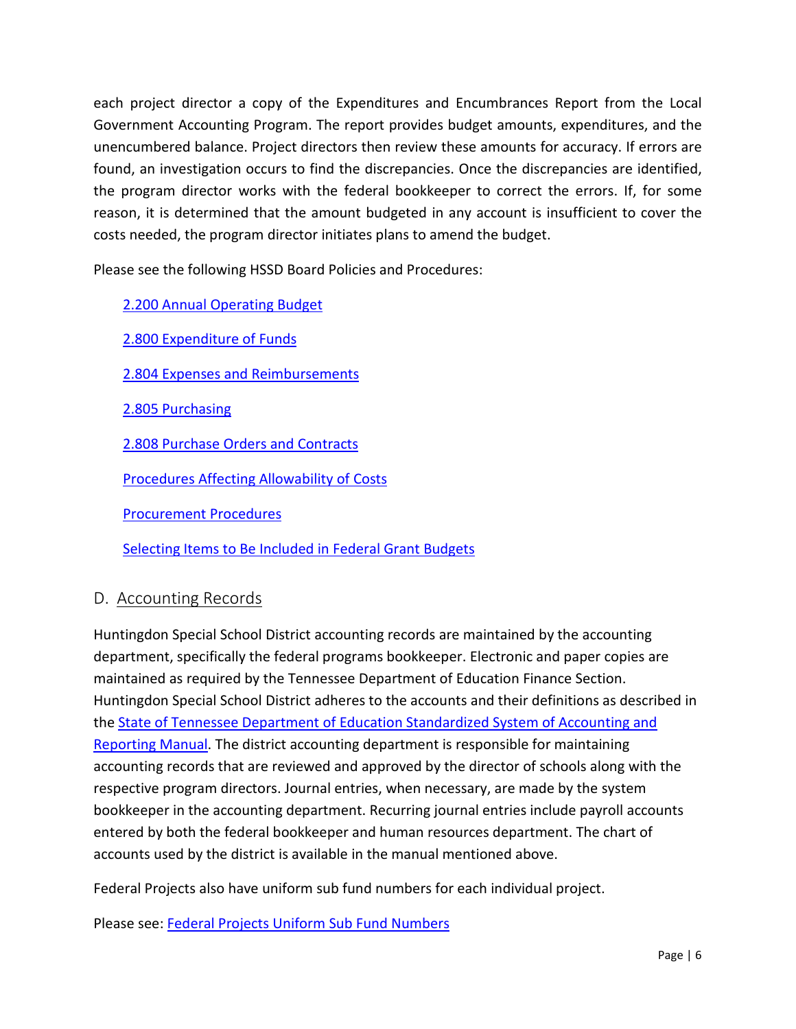each project director a copy of the Expenditures and Encumbrances Report from the Local Government Accounting Program. The report provides budget amounts, expenditures, and the unencumbered balance. Project directors then review these amounts for accuracy. If errors are found, an investigation occurs to find the discrepancies. Once the discrepancies are identified, the program director works with the federal bookkeeper to correct the errors. If, for some reason, it is determined that the amount budgeted in any account is insufficient to cover the costs needed, the program director initiates plans to amend the budget.

Please see the following HSSD Board Policies and Procedures:

- 2.200 Annual Operating Budget
- 2.800 Expenditure of Funds
- 2.804 Expenses and Reimbursements
- 2.805 Purchasing
- 2.808 Purchase Orders and Contracts
- Procedures Affecting Allowability of Costs
- Procurement Procedures
- Selecting Items to Be Included in Federal Grant Budgets

## D. Accounting Records

Huntingdon Special School District accounting records are maintained by the accounting department, specifically the federal programs bookkeeper. Electronic and paper copies are maintained as required by the Tennessee Department of Education Finance Section. Huntingdon Special School District adheres to the accounts and their definitions as described in the State of Tennessee Department of Education Standardized System of Accounting and Reporting Manual. The district accounting department is responsible for maintaining accounting records that are reviewed and approved by the director of schools along with the respective program directors. Journal entries, when necessary, are made by the system bookkeeper in the accounting department. Recurring journal entries include payroll accounts entered by both the federal bookkeeper and human resources department. The chart of accounts used by the district is available in the manual mentioned above.

Federal Projects also have uniform sub fund numbers for each individual project.

Please see: Federal Projects Uniform Sub Fund Numbers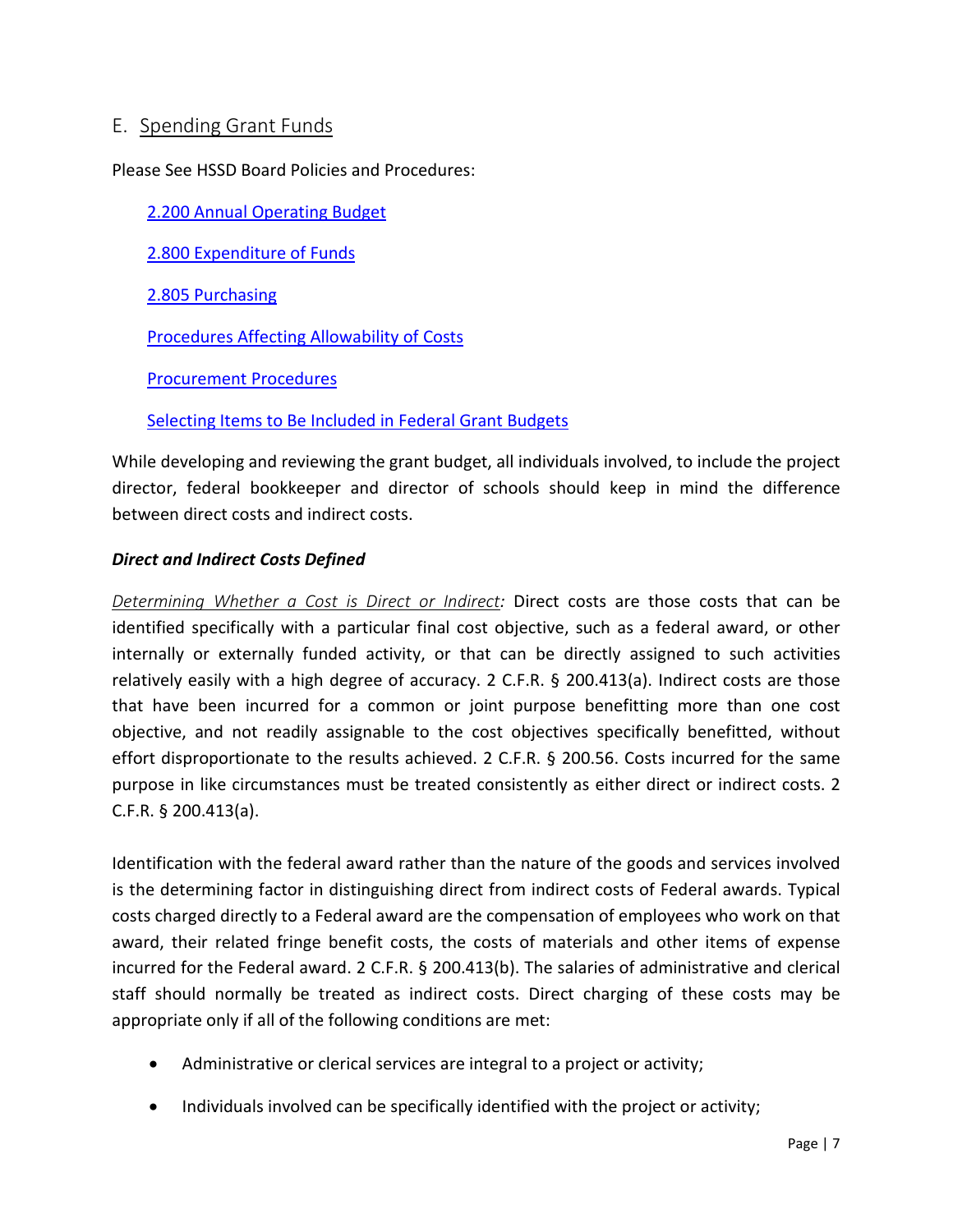## E. Spending Grant Funds

Please See HSSD Board Policies and Procedures:

[2.200 Annual Operating Budget]

[2.800 Expenditure of Funds]

[2.805 Purchasing]

[Procedures Affecting Allowability of Costs]

[Procurement Procedures]

[Selecting Items to Be Included in Federal Grant Budgets]

While developing and reviewing the grant budget, all individuals involved, to include the project director, federal bookkeeper and director of schools should keep in mind the difference between direct costs and indirect costs.

### *Direct and Indirect Costs Defined*

*Determining Whether a Cost is Direct or Indirect:* Direct costs are those costs that can be identified specifically with a particular final cost objective, such as a federal award, or other internally or externally funded activity, or that can be directly assigned to such activities relatively easily with a high degree of accuracy. 2 C.F.R. § 200.413(a). Indirect costs are those that have been incurred for a common or joint purpose benefitting more than one cost objective, and not readily assignable to the cost objectives specifically benefitted, without effort disproportionate to the results achieved. 2 C.F.R. § 200.56. Costs incurred for the same purpose in like circumstances must be treated consistently as either direct or indirect costs. 2 C.F.R. § 200.413(a).

Identification with the federal award rather than the nature of the goods and services involved is the determining factor in distinguishing direct from indirect costs of Federal awards. Typical costs charged directly to a Federal award are the compensation of employees who work on that award, their related fringe benefit costs, the costs of materials and other items of expense incurred for the Federal award. 2 C.F.R. § 200.413(b). The salaries of administrative and clerical staff should normally be treated as indirect costs. Direct charging of these costs may be appropriate only if all of the following conditions are met:

- Administrative or clerical services are integral to a project or activity;
- Individuals involved can be specifically identified with the project or activity;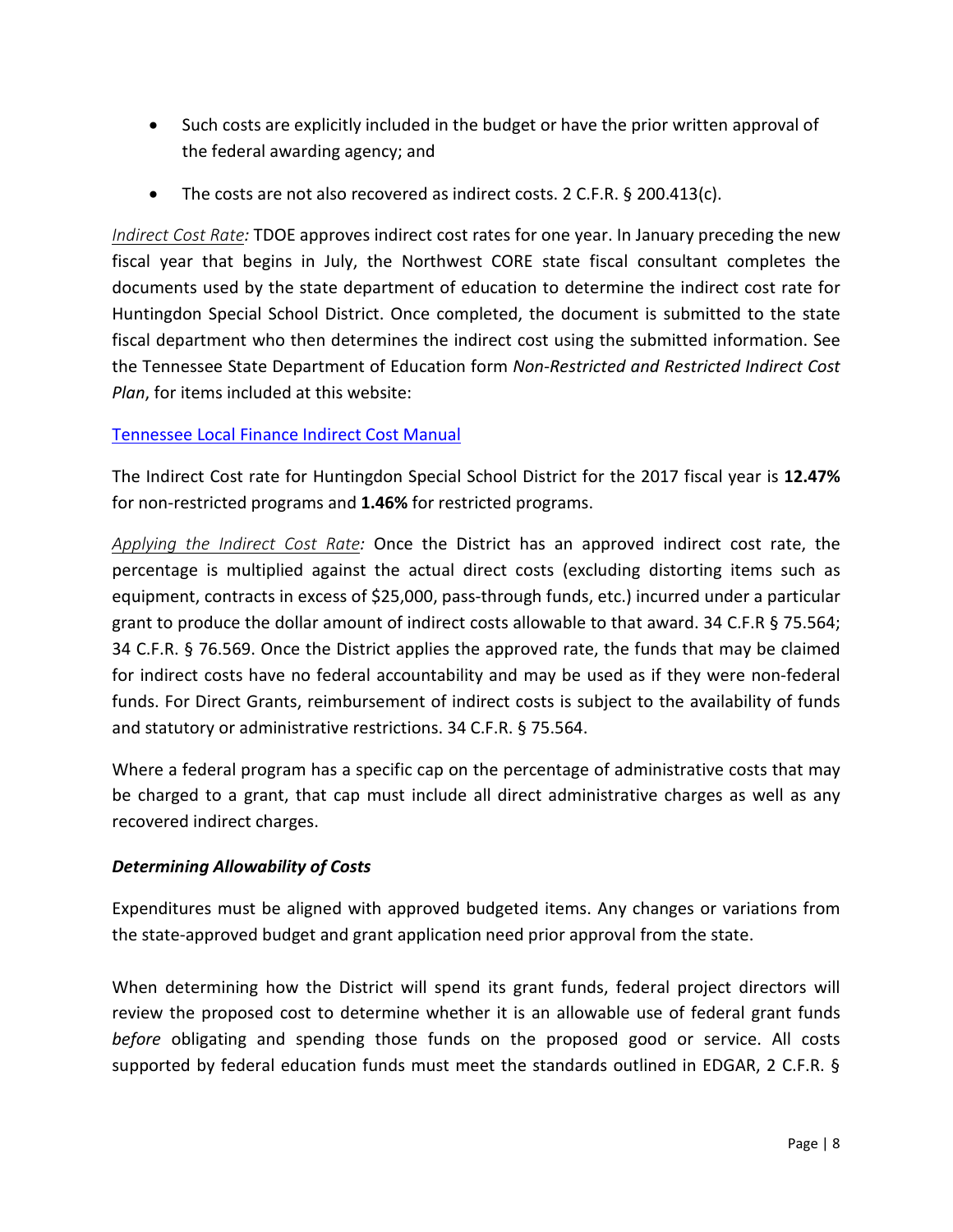- Such costs are explicitly included in the budget or have the prior written approval of the federal awarding agency; and
- The costs are not also recovered as indirect costs. 2 C.F.R. § 200.413(c).

*Indirect Cost Rate:* TDOE approves indirect cost rates for one year. In January preceding the new fiscal year that begins in July, the Northwest CORE state fiscal consultant completes the documents used by the state department of education to determine the indirect cost rate for Huntingdon Special School District. Once completed, the document is submitted to the state fiscal department who then determines the indirect cost using the submitted information. See the Tennessee State Department of Education form *Non-Restricted and Restricted Indirect Cost Plan*, for items included at this website:

[Tennessee Local Finance Indirect Cost Manual]

The Indirect Cost rate for Huntingdon Special School District for the 2017 fiscal year is **12.47%** for non-restricted programs and **1.46%** for restricted programs.

*Applying the Indirect Cost Rate:* Once the District has an approved indirect cost rate, the percentage is multiplied against the actual direct costs (excluding distorting items such as equipment, contracts in excess of $25,000, pass-through funds, etc.) incurred under a particular grant to produce the dollar amount of indirect costs allowable to that award. 34 C.F.R § 75.564; 34 C.F.R. § 76.569. Once the District applies the approved rate, the funds that may be claimed for indirect costs have no federal accountability and may be used as if they were non-federal funds. For Direct Grants, reimbursement of indirect costs is subject to the availability of funds and statutory or administrative restrictions. 34 C.F.R. § 75.564.

Where a federal program has a specific cap on the percentage of administrative costs that may be charged to a grant, that cap must include all direct administrative charges as well as any recovered indirect charges.

### *Determining Allowability of Costs*

Expenditures must be aligned with approved budgeted items. Any changes or variations from the state-approved budget and grant application need prior approval from the state.

When determining how the District will spend its grant funds, federal project directors will review the proposed cost to determine whether it is an allowable use of federal grant funds *before* obligating and spending those funds on the proposed good or service. All costs supported by federal education funds must meet the standards outlined in EDGAR, 2 C.F.R. §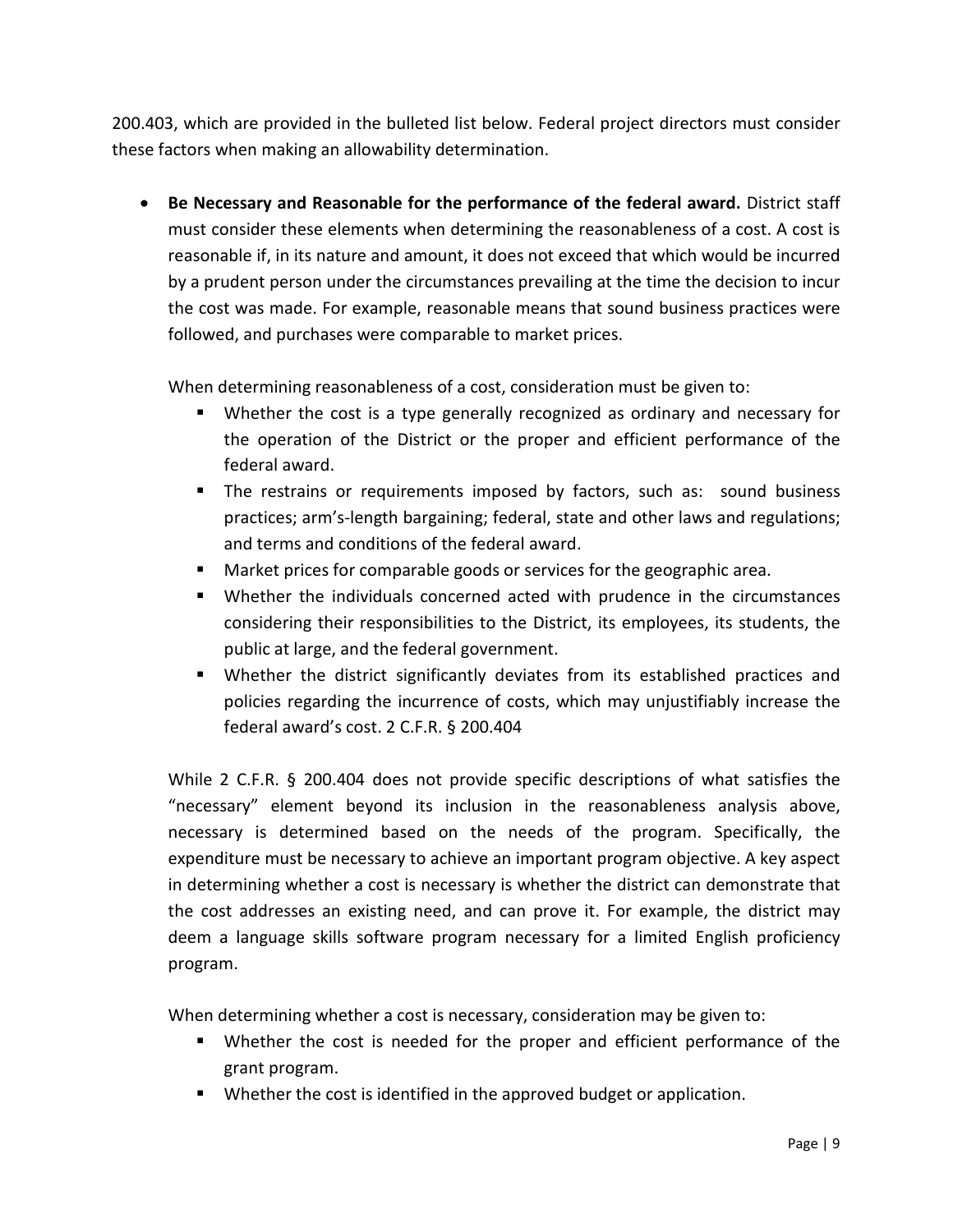200.403, which are provided in the bulleted list below. Federal project directors must consider these factors when making an allowability determination.

- **Be Necessary and Reasonable for the performance of the federal award.** District staff must consider these elements when determining the reasonableness of a cost. A cost is reasonable if, in its nature and amount, it does not exceed that which would be incurred by a prudent person under the circumstances prevailing at the time the decision to incur the cost was made. For example, reasonable means that sound business practices were followed, and purchases were comparable to market prices.

  When determining reasonableness of a cost, consideration must be given to:
  - Whether the cost is a type generally recognized as ordinary and necessary for the operation of the District or the proper and efficient performance of the federal award.
  - The restrains or requirements imposed by factors, such as: sound business practices; arm's-length bargaining; federal, state and other laws and regulations; and terms and conditions of the federal award.
  - Market prices for comparable goods or services for the geographic area.
  - Whether the individuals concerned acted with prudence in the circumstances considering their responsibilities to the District, its employees, its students, the public at large, and the federal government.
  - Whether the district significantly deviates from its established practices and policies regarding the incurrence of costs, which may unjustifiably increase the federal award's cost. 2 C.F.R. § 200.404

  While 2 C.F.R. § 200.404 does not provide specific descriptions of what satisfies the "necessary" element beyond its inclusion in the reasonableness analysis above, necessary is determined based on the needs of the program. Specifically, the expenditure must be necessary to achieve an important program objective. A key aspect in determining whether a cost is necessary is whether the district can demonstrate that the cost addresses an existing need, and can prove it. For example, the district may deem a language skills software program necessary for a limited English proficiency program.

  When determining whether a cost is necessary, consideration may be given to:
  - Whether the cost is needed for the proper and efficient performance of the grant program.
  - Whether the cost is identified in the approved budget or application.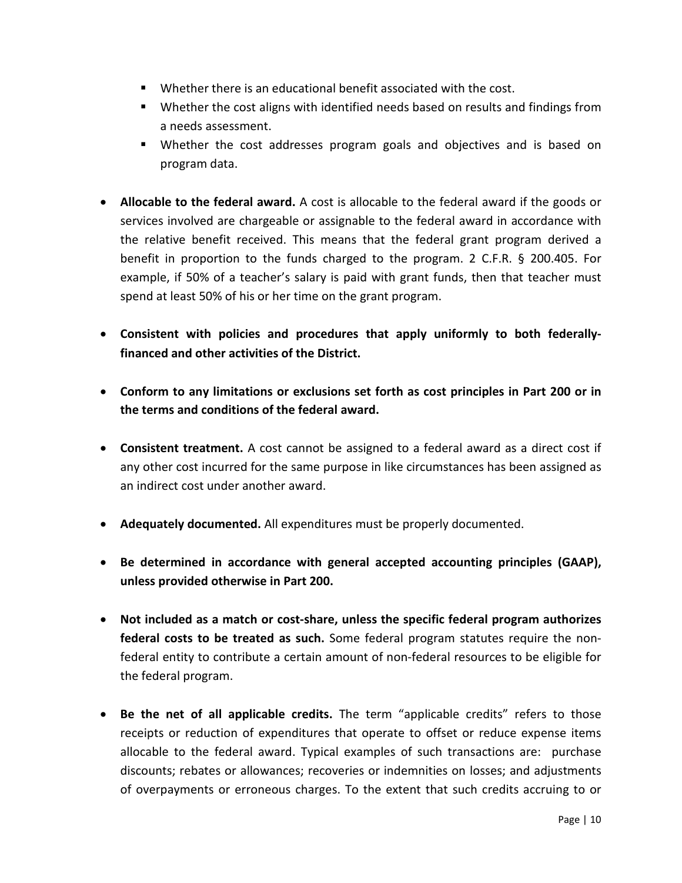- Whether there is an educational benefit associated with the cost.
    - Whether the cost aligns with identified needs based on results and findings from a needs assessment.
    - Whether the cost addresses program goals and objectives and is based on program data.

- **Allocable to the federal award.** A cost is allocable to the federal award if the goods or services involved are chargeable or assignable to the federal award in accordance with the relative benefit received. This means that the federal grant program derived a benefit in proportion to the funds charged to the program. 2 C.F.R. § 200.405. For example, if 50% of a teacher's salary is paid with grant funds, then that teacher must spend at least 50% of his or her time on the grant program.

- **Consistent with policies and procedures that apply uniformly to both federally-financed and other activities of the District.**

- **Conform to any limitations or exclusions set forth as cost principles in Part 200 or in the terms and conditions of the federal award.**

- **Consistent treatment.** A cost cannot be assigned to a federal award as a direct cost if any other cost incurred for the same purpose in like circumstances has been assigned as an indirect cost under another award.

- **Adequately documented.** All expenditures must be properly documented.

- **Be determined in accordance with general accepted accounting principles (GAAP), unless provided otherwise in Part 200.**

- **Not included as a match or cost-share, unless the specific federal program authorizes federal costs to be treated as such.** Some federal program statutes require the non-federal entity to contribute a certain amount of non-federal resources to be eligible for the federal program.

- **Be the net of all applicable credits.** The term "applicable credits" refers to those receipts or reduction of expenditures that operate to offset or reduce expense items allocable to the federal award. Typical examples of such transactions are: purchase discounts; rebates or allowances; recoveries or indemnities on losses; and adjustments of overpayments or erroneous charges. To the extent that such credits accruing to or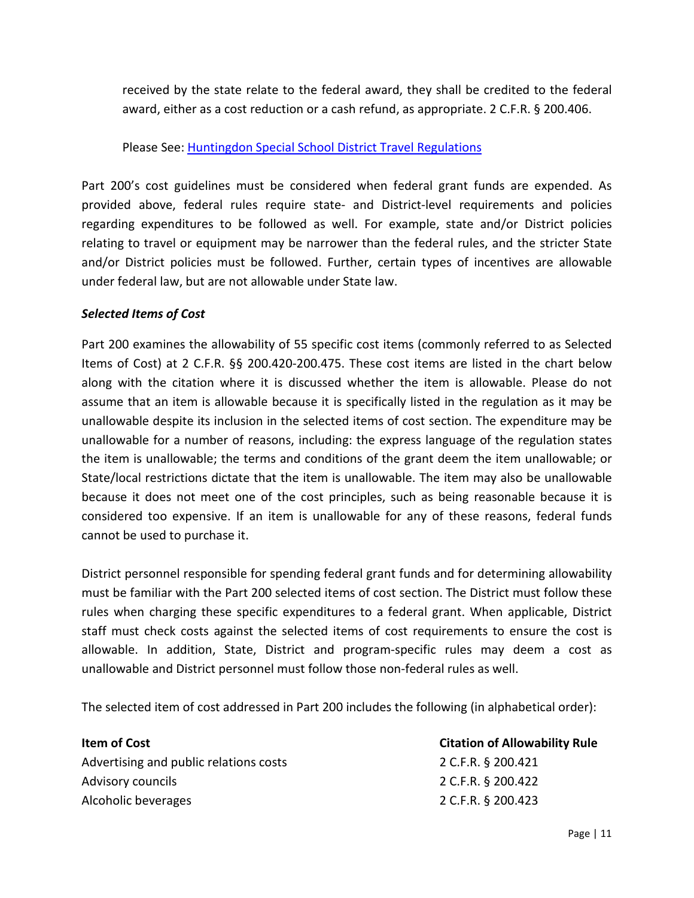received by the state relate to the federal award, they shall be credited to the federal award, either as a cost reduction or a cash refund, as appropriate. 2 C.F.R. § 200.406.

Please See: Huntingdon Special School District Travel Regulations

Part 200's cost guidelines must be considered when federal grant funds are expended. As provided above, federal rules require state- and District-level requirements and policies regarding expenditures to be followed as well. For example, state and/or District policies relating to travel or equipment may be narrower than the federal rules, and the stricter State and/or District policies must be followed. Further, certain types of incentives are allowable under federal law, but are not allowable under State law.

***Selected Items of Cost***

Part 200 examines the allowability of 55 specific cost items (commonly referred to as Selected Items of Cost) at 2 C.F.R. §§ 200.420-200.475. These cost items are listed in the chart below along with the citation where it is discussed whether the item is allowable. Please do not assume that an item is allowable because it is specifically listed in the regulation as it may be unallowable despite its inclusion in the selected items of cost section. The expenditure may be unallowable for a number of reasons, including: the express language of the regulation states the item is unallowable; the terms and conditions of the grant deem the item unallowable; or State/local restrictions dictate that the item is unallowable. The item may also be unallowable because it does not meet one of the cost principles, such as being reasonable because it is considered too expensive. If an item is unallowable for any of these reasons, federal funds cannot be used to purchase it.

District personnel responsible for spending federal grant funds and for determining allowability must be familiar with the Part 200 selected items of cost section. The District must follow these rules when charging these specific expenditures to a federal grant. When applicable, District staff must check costs against the selected items of cost requirements to ensure the cost is allowable. In addition, State, District and program-specific rules may deem a cost as unallowable and District personnel must follow those non-federal rules as well.

The selected item of cost addressed in Part 200 includes the following (in alphabetical order):

| **Item of Cost** | **Citation of Allowability Rule** |
|---|---|
| Advertising and public relations costs | 2 C.F.R. § 200.421 |
| Advisory councils | 2 C.F.R. § 200.422 |
| Alcoholic beverages | 2 C.F.R. § 200.423 |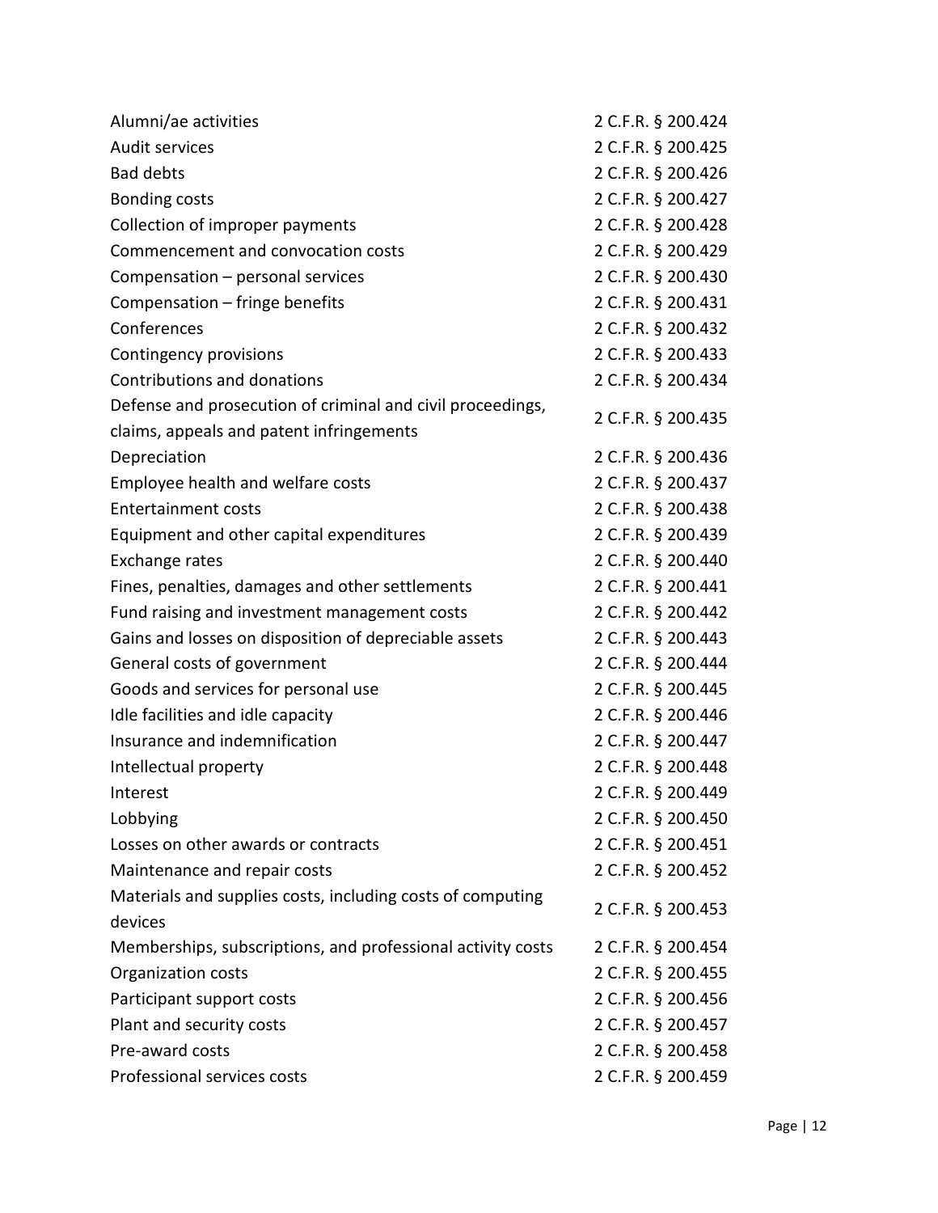| | |
|---|---|
| Alumni/ae activities | 2 C.F.R. § 200.424 |
| Audit services | 2 C.F.R. § 200.425 |
| Bad debts | 2 C.F.R. § 200.426 |
| Bonding costs | 2 C.F.R. § 200.427 |
| Collection of improper payments | 2 C.F.R. § 200.428 |
| Commencement and convocation costs | 2 C.F.R. § 200.429 |
| Compensation – personal services | 2 C.F.R. § 200.430 |
| Compensation – fringe benefits | 2 C.F.R. § 200.431 |
| Conferences | 2 C.F.R. § 200.432 |
| Contingency provisions | 2 C.F.R. § 200.433 |
| Contributions and donations | 2 C.F.R. § 200.434 |
| Defense and prosecution of criminal and civil proceedings, claims, appeals and patent infringements | 2 C.F.R. § 200.435 |
| Depreciation | 2 C.F.R. § 200.436 |
| Employee health and welfare costs | 2 C.F.R. § 200.437 |
| Entertainment costs | 2 C.F.R. § 200.438 |
| Equipment and other capital expenditures | 2 C.F.R. § 200.439 |
| Exchange rates | 2 C.F.R. § 200.440 |
| Fines, penalties, damages and other settlements | 2 C.F.R. § 200.441 |
| Fund raising and investment management costs | 2 C.F.R. § 200.442 |
| Gains and losses on disposition of depreciable assets | 2 C.F.R. § 200.443 |
| General costs of government | 2 C.F.R. § 200.444 |
| Goods and services for personal use | 2 C.F.R. § 200.445 |
| Idle facilities and idle capacity | 2 C.F.R. § 200.446 |
| Insurance and indemnification | 2 C.F.R. § 200.447 |
| Intellectual property | 2 C.F.R. § 200.448 |
| Interest | 2 C.F.R. § 200.449 |
| Lobbying | 2 C.F.R. § 200.450 |
| Losses on other awards or contracts | 2 C.F.R. § 200.451 |
| Maintenance and repair costs | 2 C.F.R. § 200.452 |
| Materials and supplies costs, including costs of computing devices | 2 C.F.R. § 200.453 |
| Memberships, subscriptions, and professional activity costs | 2 C.F.R. § 200.454 |
| Organization costs | 2 C.F.R. § 200.455 |
| Participant support costs | 2 C.F.R. § 200.456 |
| Plant and security costs | 2 C.F.R. § 200.457 |
| Pre-award costs | 2 C.F.R. § 200.458 |
| Professional services costs | 2 C.F.R. § 200.459 |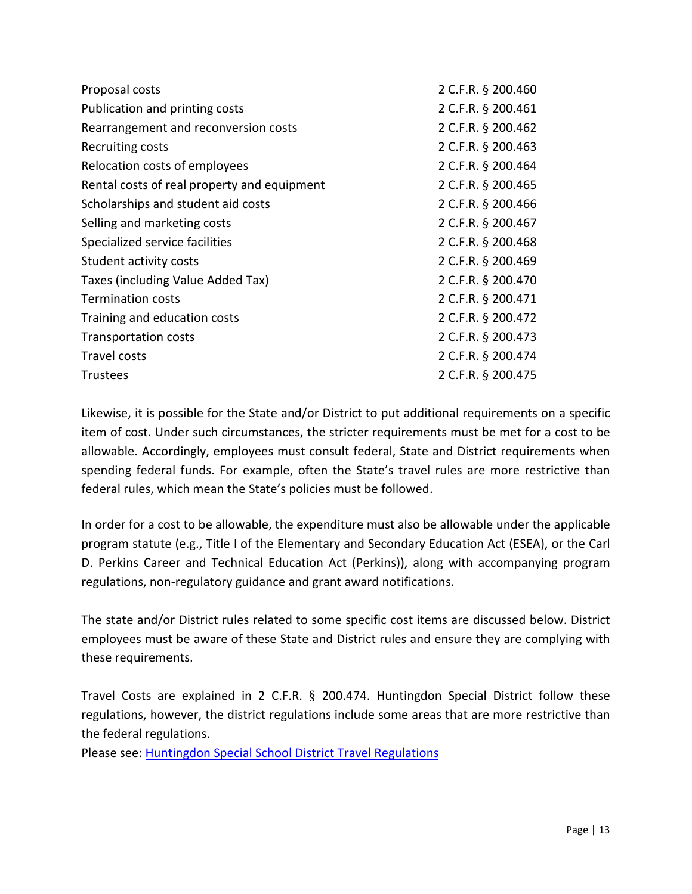| | |
|---|---|
| Proposal costs | 2 C.F.R. § 200.460 |
| Publication and printing costs | 2 C.F.R. § 200.461 |
| Rearrangement and reconversion costs | 2 C.F.R. § 200.462 |
| Recruiting costs | 2 C.F.R. § 200.463 |
| Relocation costs of employees | 2 C.F.R. § 200.464 |
| Rental costs of real property and equipment | 2 C.F.R. § 200.465 |
| Scholarships and student aid costs | 2 C.F.R. § 200.466 |
| Selling and marketing costs | 2 C.F.R. § 200.467 |
| Specialized service facilities | 2 C.F.R. § 200.468 |
| Student activity costs | 2 C.F.R. § 200.469 |
| Taxes (including Value Added Tax) | 2 C.F.R. § 200.470 |
| Termination costs | 2 C.F.R. § 200.471 |
| Training and education costs | 2 C.F.R. § 200.472 |
| Transportation costs | 2 C.F.R. § 200.473 |
| Travel costs | 2 C.F.R. § 200.474 |
| Trustees | 2 C.F.R. § 200.475 |

Likewise, it is possible for the State and/or District to put additional requirements on a specific item of cost. Under such circumstances, the stricter requirements must be met for a cost to be allowable. Accordingly, employees must consult federal, State and District requirements when spending federal funds. For example, often the State's travel rules are more restrictive than federal rules, which mean the State's policies must be followed.

In order for a cost to be allowable, the expenditure must also be allowable under the applicable program statute (e.g., Title I of the Elementary and Secondary Education Act (ESEA), or the Carl D. Perkins Career and Technical Education Act (Perkins)), along with accompanying program regulations, non-regulatory guidance and grant award notifications.

The state and/or District rules related to some specific cost items are discussed below. District employees must be aware of these State and District rules and ensure they are complying with these requirements.

Travel Costs are explained in 2 C.F.R. § 200.474. Huntingdon Special District follow these regulations, however, the district regulations include some areas that are more restrictive than the federal regulations.
Please see: Huntingdon Special School District Travel Regulations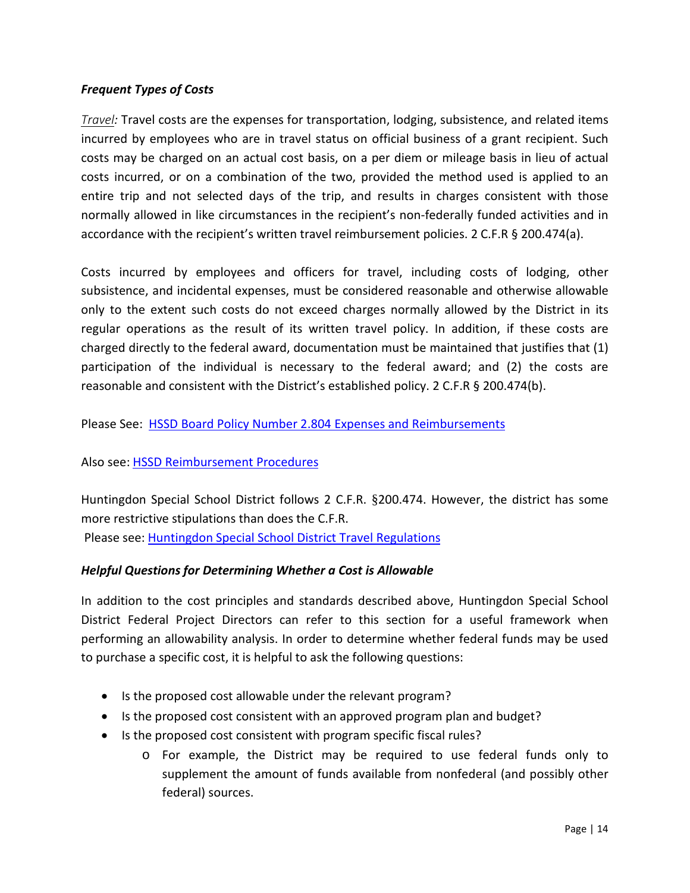***Frequent Types of Costs***

*Travel:* Travel costs are the expenses for transportation, lodging, subsistence, and related items incurred by employees who are in travel status on official business of a grant recipient. Such costs may be charged on an actual cost basis, on a per diem or mileage basis in lieu of actual costs incurred, or on a combination of the two, provided the method used is applied to an entire trip and not selected days of the trip, and results in charges consistent with those normally allowed in like circumstances in the recipient's non-federally funded activities and in accordance with the recipient's written travel reimbursement policies. 2 C.F.R § 200.474(a).

Costs incurred by employees and officers for travel, including costs of lodging, other subsistence, and incidental expenses, must be considered reasonable and otherwise allowable only to the extent such costs do not exceed charges normally allowed by the District in its regular operations as the result of its written travel policy. In addition, if these costs are charged directly to the federal award, documentation must be maintained that justifies that (1) participation of the individual is necessary to the federal award; and (2) the costs are reasonable and consistent with the District's established policy. 2 C.F.R § 200.474(b).

Please See: HSSD Board Policy Number 2.804 Expenses and Reimbursements

Also see: HSSD Reimbursement Procedures

Huntingdon Special School District follows 2 C.F.R. §200.474. However, the district has some more restrictive stipulations than does the C.F.R.
Please see: Huntingdon Special School District Travel Regulations

***Helpful Questions for Determining Whether a Cost is Allowable***

In addition to the cost principles and standards described above, Huntingdon Special School District Federal Project Directors can refer to this section for a useful framework when performing an allowability analysis. In order to determine whether federal funds may be used to purchase a specific cost, it is helpful to ask the following questions:

- Is the proposed cost allowable under the relevant program?
- Is the proposed cost consistent with an approved program plan and budget?
- Is the proposed cost consistent with program specific fiscal rules?
  - For example, the District may be required to use federal funds only to supplement the amount of funds available from nonfederal (and possibly other federal) sources.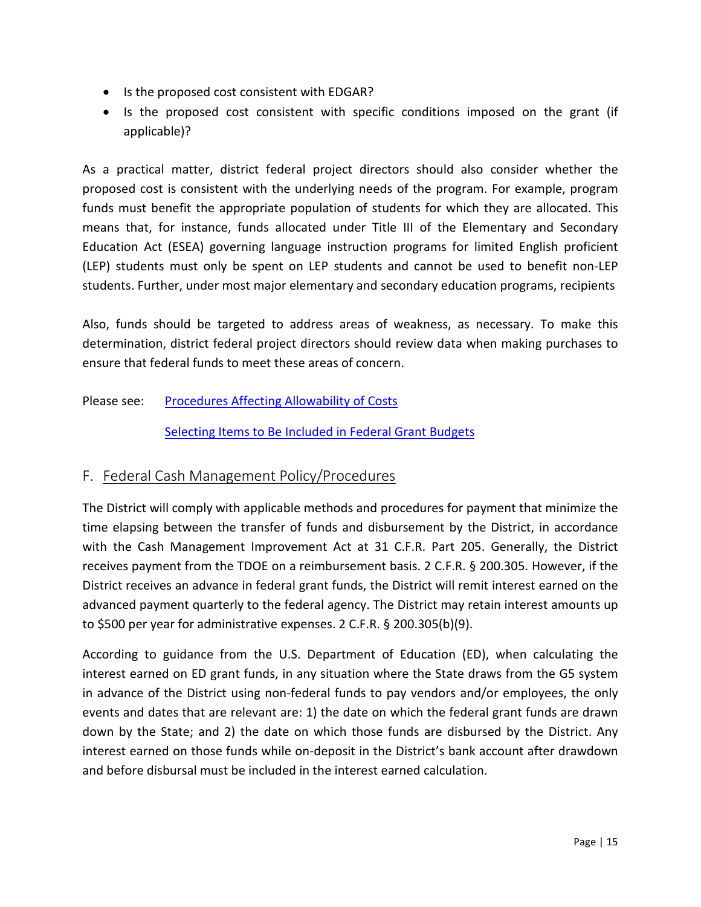- Is the proposed cost consistent with EDGAR?
- Is the proposed cost consistent with specific conditions imposed on the grant (if applicable)?

As a practical matter, district federal project directors should also consider whether the proposed cost is consistent with the underlying needs of the program. For example, program funds must benefit the appropriate population of students for which they are allocated. This means that, for instance, funds allocated under Title III of the Elementary and Secondary Education Act (ESEA) governing language instruction programs for limited English proficient (LEP) students must only be spent on LEP students and cannot be used to benefit non-LEP students. Further, under most major elementary and secondary education programs, recipients

Also, funds should be targeted to address areas of weakness, as necessary. To make this determination, district federal project directors should review data when making purchases to ensure that federal funds to meet these areas of concern.

Please see: [Procedures Affecting Allowability of Costs]

[Selecting Items to Be Included in Federal Grant Budgets]

## F. Federal Cash Management Policy/Procedures

The District will comply with applicable methods and procedures for payment that minimize the time elapsing between the transfer of funds and disbursement by the District, in accordance with the Cash Management Improvement Act at 31 C.F.R. Part 205. Generally, the District receives payment from the TDOE on a reimbursement basis. 2 C.F.R. § 200.305. However, if the District receives an advance in federal grant funds, the District will remit interest earned on the advanced payment quarterly to the federal agency. The District may retain interest amounts up to $500 per year for administrative expenses. 2 C.F.R. § 200.305(b)(9).

According to guidance from the U.S. Department of Education (ED), when calculating the interest earned on ED grant funds, in any situation where the State draws from the G5 system in advance of the District using non-federal funds to pay vendors and/or employees, the only events and dates that are relevant are: 1) the date on which the federal grant funds are drawn down by the State; and 2) the date on which those funds are disbursed by the District. Any interest earned on those funds while on-deposit in the District's bank account after drawdown and before disbursal must be included in the interest earned calculation.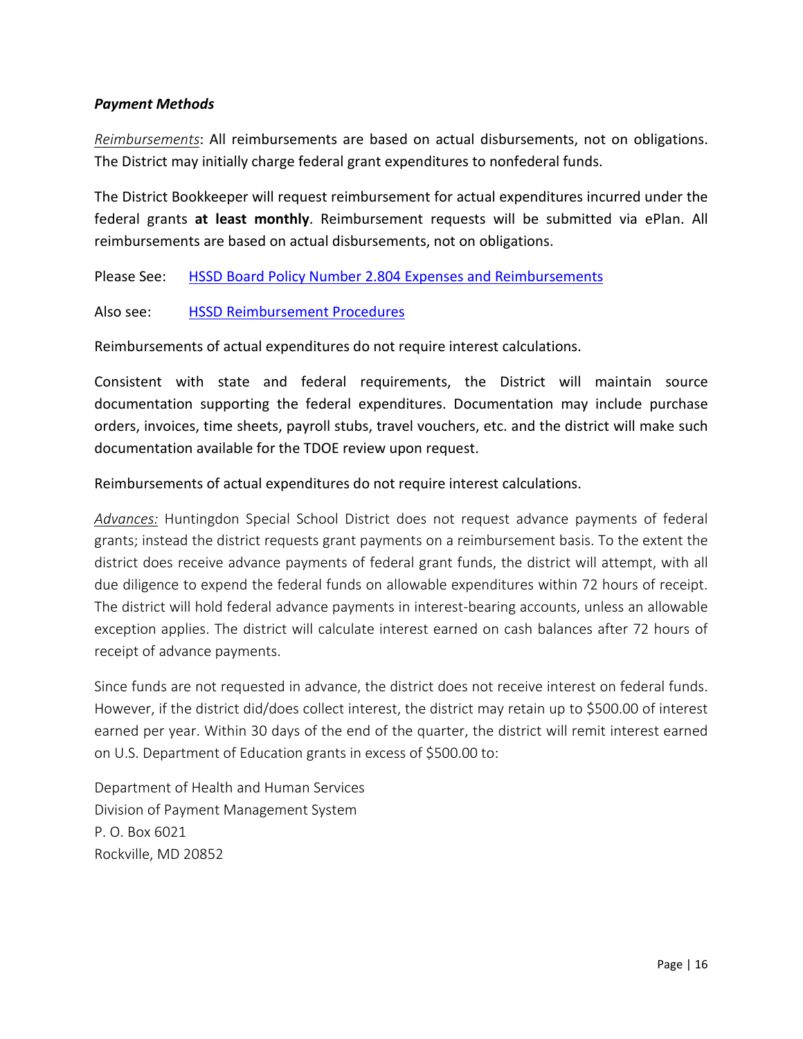***Payment Methods***

*Reimbursements*: All reimbursements are based on actual disbursements, not on obligations. The District may initially charge federal grant expenditures to nonfederal funds.

The District Bookkeeper will request reimbursement for actual expenditures incurred under the federal grants **at least monthly**. Reimbursement requests will be submitted via ePlan. All reimbursements are based on actual disbursements, not on obligations.

Please See: HSSD Board Policy Number 2.804 Expenses and Reimbursements

Also see: HSSD Reimbursement Procedures

Reimbursements of actual expenditures do not require interest calculations.

Consistent with state and federal requirements, the District will maintain source documentation supporting the federal expenditures. Documentation may include purchase orders, invoices, time sheets, payroll stubs, travel vouchers, etc. and the district will make such documentation available for the TDOE review upon request.

Reimbursements of actual expenditures do not require interest calculations.

*Advances:* Huntingdon Special School District does not request advance payments of federal grants; instead the district requests grant payments on a reimbursement basis. To the extent the district does receive advance payments of federal grant funds, the district will attempt, with all due diligence to expend the federal funds on allowable expenditures within 72 hours of receipt. The district will hold federal advance payments in interest-bearing accounts, unless an allowable exception applies. The district will calculate interest earned on cash balances after 72 hours of receipt of advance payments.

Since funds are not requested in advance, the district does not receive interest on federal funds. However, if the district did/does collect interest, the district may retain up to $500.00 of interest earned per year. Within 30 days of the end of the quarter, the district will remit interest earned on U.S. Department of Education grants in excess of $500.00 to:

Department of Health and Human Services
Division of Payment Management System
P. O. Box 6021
Rockville, MD 20852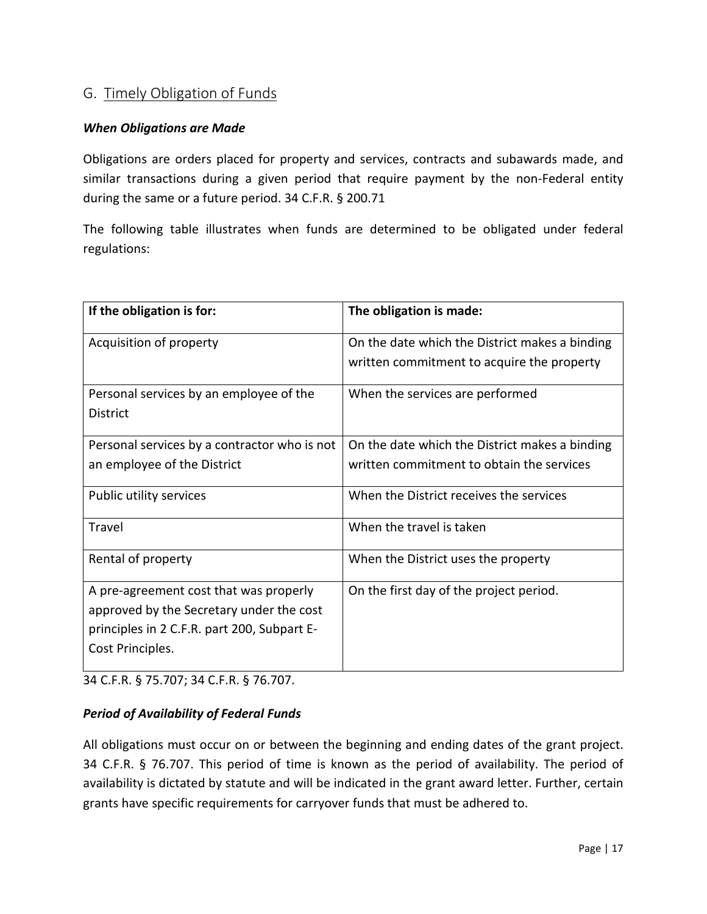## G. Timely Obligation of Funds

***When Obligations are Made***

Obligations are orders placed for property and services, contracts and subawards made, and similar transactions during a given period that require payment by the non-Federal entity during the same or a future period. 34 C.F.R. § 200.71

The following table illustrates when funds are determined to be obligated under federal regulations:

| If the obligation is for: | The obligation is made: |
|---|---|
| Acquisition of property | On the date which the District makes a binding written commitment to acquire the property |
| Personal services by an employee of the District | When the services are performed |
| Personal services by a contractor who is not an employee of the District | On the date which the District makes a binding written commitment to obtain the services |
| Public utility services | When the District receives the services |
| Travel | When the travel is taken |
| Rental of property | When the District uses the property |
| A pre-agreement cost that was properly approved by the Secretary under the cost principles in 2 C.F.R. part 200, Subpart E- Cost Principles. | On the first day of the project period. |

34 C.F.R. § 75.707; 34 C.F.R. § 76.707.

***Period of Availability of Federal Funds***

All obligations must occur on or between the beginning and ending dates of the grant project. 34 C.F.R. § 76.707. This period of time is known as the period of availability. The period of availability is dictated by statute and will be indicated in the grant award letter. Further, certain grants have specific requirements for carryover funds that must be adhered to.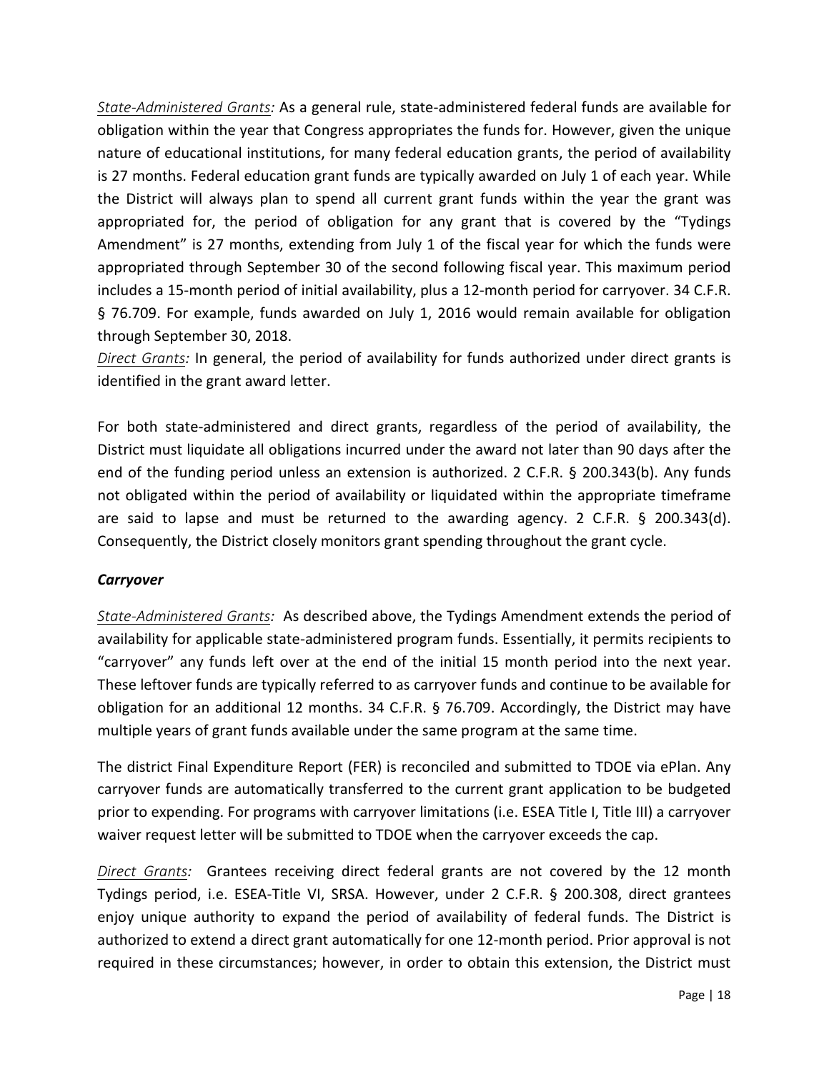*State-Administered Grants:* As a general rule, state-administered federal funds are available for obligation within the year that Congress appropriates the funds for. However, given the unique nature of educational institutions, for many federal education grants, the period of availability is 27 months. Federal education grant funds are typically awarded on July 1 of each year. While the District will always plan to spend all current grant funds within the year the grant was appropriated for, the period of obligation for any grant that is covered by the "Tydings Amendment" is 27 months, extending from July 1 of the fiscal year for which the funds were appropriated through September 30 of the second following fiscal year. This maximum period includes a 15-month period of initial availability, plus a 12-month period for carryover. 34 C.F.R. § 76.709. For example, funds awarded on July 1, 2016 would remain available for obligation through September 30, 2018.

*Direct Grants:* In general, the period of availability for funds authorized under direct grants is identified in the grant award letter.

For both state-administered and direct grants, regardless of the period of availability, the District must liquidate all obligations incurred under the award not later than 90 days after the end of the funding period unless an extension is authorized. 2 C.F.R. § 200.343(b). Any funds not obligated within the period of availability or liquidated within the appropriate timeframe are said to lapse and must be returned to the awarding agency. 2 C.F.R. § 200.343(d). Consequently, the District closely monitors grant spending throughout the grant cycle.

### *Carryover*

*State-Administered Grants:* As described above, the Tydings Amendment extends the period of availability for applicable state-administered program funds. Essentially, it permits recipients to "carryover" any funds left over at the end of the initial 15 month period into the next year. These leftover funds are typically referred to as carryover funds and continue to be available for obligation for an additional 12 months. 34 C.F.R. § 76.709. Accordingly, the District may have multiple years of grant funds available under the same program at the same time.

The district Final Expenditure Report (FER) is reconciled and submitted to TDOE via ePlan. Any carryover funds are automatically transferred to the current grant application to be budgeted prior to expending. For programs with carryover limitations (i.e. ESEA Title I, Title III) a carryover waiver request letter will be submitted to TDOE when the carryover exceeds the cap.

*Direct Grants:* Grantees receiving direct federal grants are not covered by the 12 month Tydings period, i.e. ESEA-Title VI, SRSA. However, under 2 C.F.R. § 200.308, direct grantees enjoy unique authority to expand the period of availability of federal funds. The District is authorized to extend a direct grant automatically for one 12-month period. Prior approval is not required in these circumstances; however, in order to obtain this extension, the District must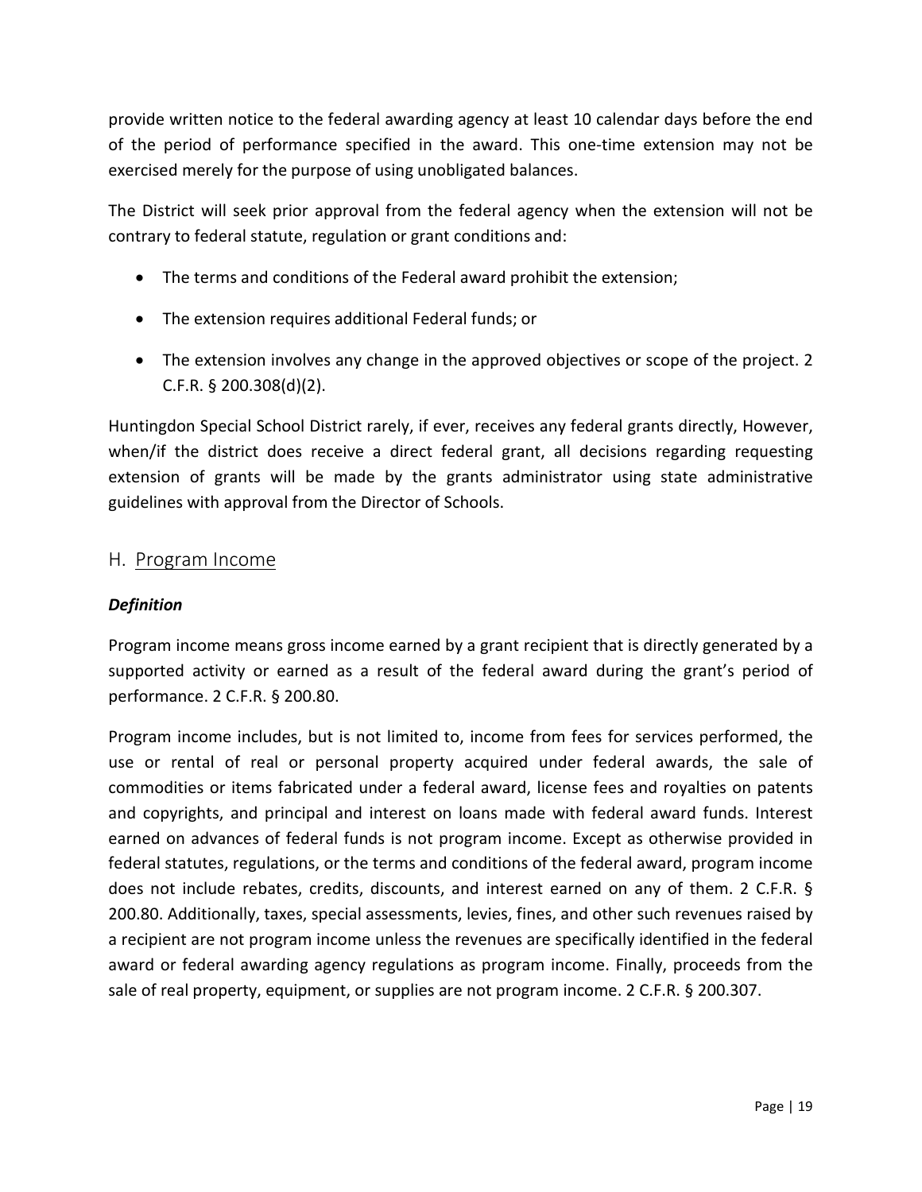provide written notice to the federal awarding agency at least 10 calendar days before the end of the period of performance specified in the award. This one-time extension may not be exercised merely for the purpose of using unobligated balances.

The District will seek prior approval from the federal agency when the extension will not be contrary to federal statute, regulation or grant conditions and:

- The terms and conditions of the Federal award prohibit the extension;
- The extension requires additional Federal funds; or
- The extension involves any change in the approved objectives or scope of the project. 2 C.F.R. § 200.308(d)(2).

Huntingdon Special School District rarely, if ever, receives any federal grants directly, However, when/if the district does receive a direct federal grant, all decisions regarding requesting extension of grants will be made by the grants administrator using state administrative guidelines with approval from the Director of Schools.

## H. Program Income

***Definition***

Program income means gross income earned by a grant recipient that is directly generated by a supported activity or earned as a result of the federal award during the grant's period of performance. 2 C.F.R. § 200.80.

Program income includes, but is not limited to, income from fees for services performed, the use or rental of real or personal property acquired under federal awards, the sale of commodities or items fabricated under a federal award, license fees and royalties on patents and copyrights, and principal and interest on loans made with federal award funds. Interest earned on advances of federal funds is not program income. Except as otherwise provided in federal statutes, regulations, or the terms and conditions of the federal award, program income does not include rebates, credits, discounts, and interest earned on any of them. 2 C.F.R. § 200.80. Additionally, taxes, special assessments, levies, fines, and other such revenues raised by a recipient are not program income unless the revenues are specifically identified in the federal award or federal awarding agency regulations as program income. Finally, proceeds from the sale of real property, equipment, or supplies are not program income. 2 C.F.R. § 200.307.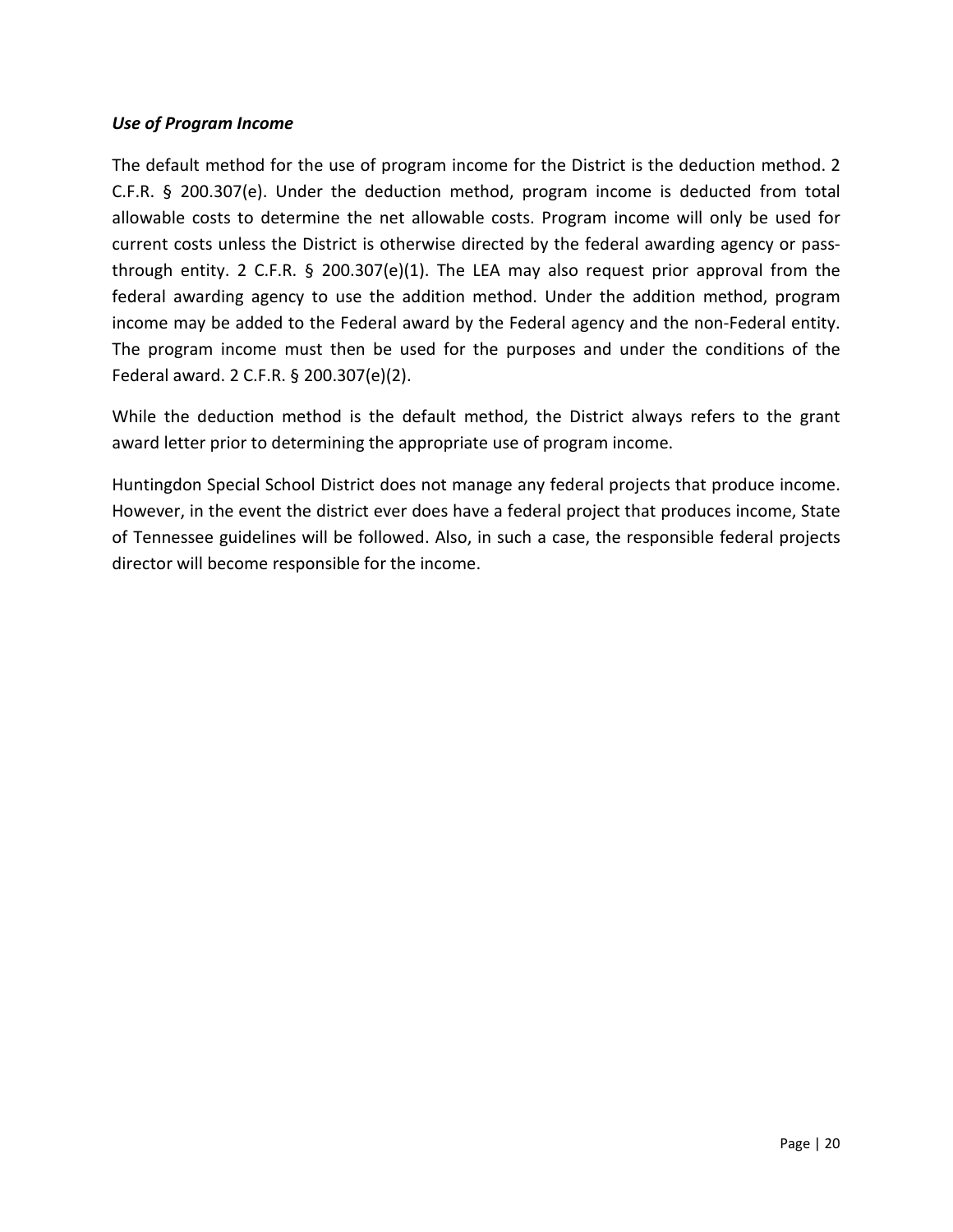***Use of Program Income***

The default method for the use of program income for the District is the deduction method. 2 C.F.R. § 200.307(e). Under the deduction method, program income is deducted from total allowable costs to determine the net allowable costs. Program income will only be used for current costs unless the District is otherwise directed by the federal awarding agency or pass-through entity. 2 C.F.R. § 200.307(e)(1). The LEA may also request prior approval from the federal awarding agency to use the addition method. Under the addition method, program income may be added to the Federal award by the Federal agency and the non-Federal entity. The program income must then be used for the purposes and under the conditions of the Federal award. 2 C.F.R. § 200.307(e)(2).

While the deduction method is the default method, the District always refers to the grant award letter prior to determining the appropriate use of program income.

Huntingdon Special School District does not manage any federal projects that produce income. However, in the event the district ever does have a federal project that produces income, State of Tennessee guidelines will be followed. Also, in such a case, the responsible federal projects director will become responsible for the income.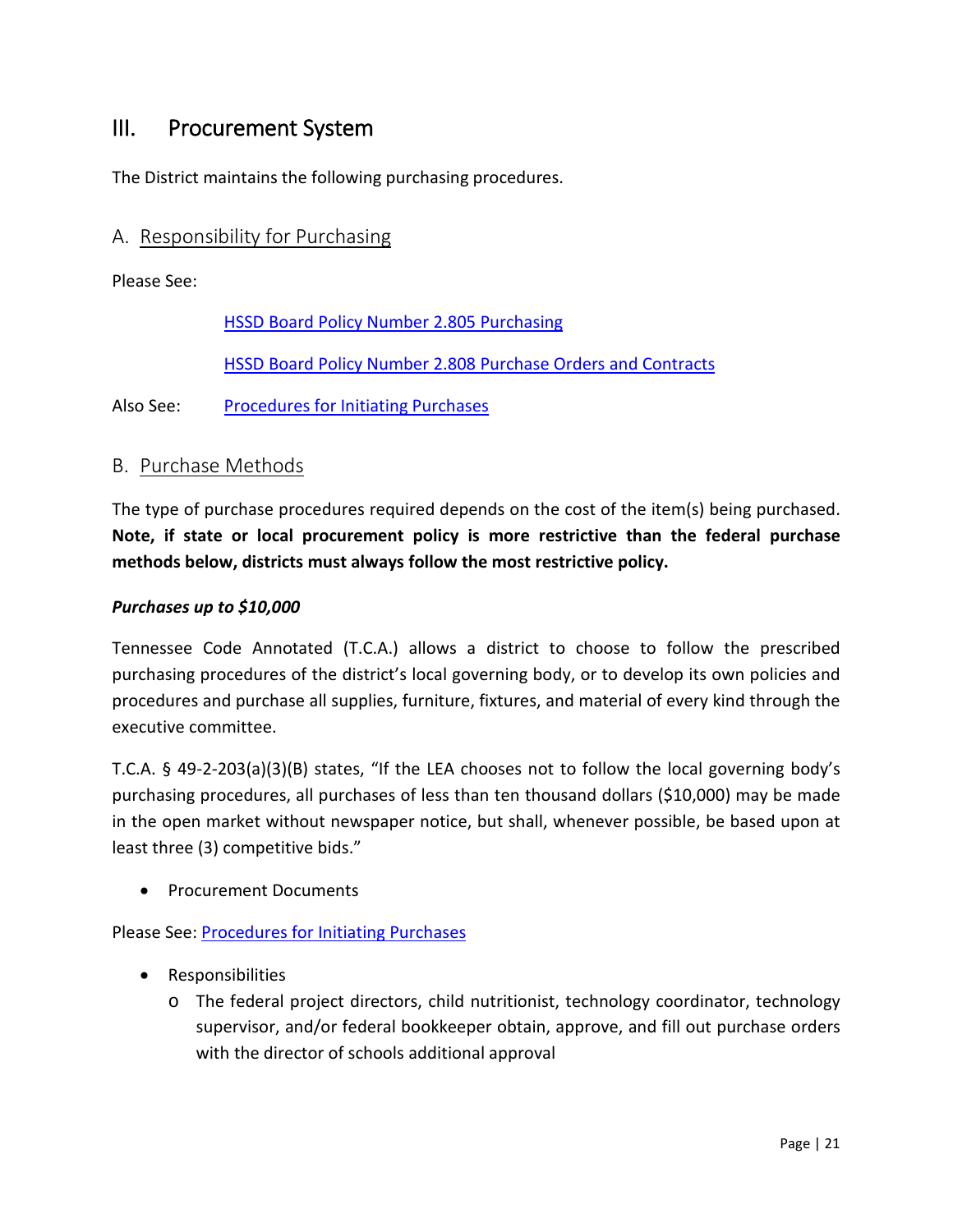## III. Procurement System

The District maintains the following purchasing procedures.

### A. Responsibility for Purchasing

Please See:

HSSD Board Policy Number 2.805 Purchasing

HSSD Board Policy Number 2.808 Purchase Orders and Contracts

Also See: Procedures for Initiating Purchases

### B. Purchase Methods

The type of purchase procedures required depends on the cost of the item(s) being purchased. **Note, if state or local procurement policy is more restrictive than the federal purchase methods below, districts must always follow the most restrictive policy.**

***Purchases up to $10,000***

Tennessee Code Annotated (T.C.A.) allows a district to choose to follow the prescribed purchasing procedures of the district's local governing body, or to develop its own policies and procedures and purchase all supplies, furniture, fixtures, and material of every kind through the executive committee.

T.C.A. § 49-2-203(a)(3)(B) states, "If the LEA chooses not to follow the local governing body's purchasing procedures, all purchases of less than ten thousand dollars ($10,000) may be made in the open market without newspaper notice, but shall, whenever possible, be based upon at least three (3) competitive bids."

- Procurement Documents

Please See: Procedures for Initiating Purchases

- Responsibilities
  - The federal project directors, child nutritionist, technology coordinator, technology supervisor, and/or federal bookkeeper obtain, approve, and fill out purchase orders with the director of schools additional approval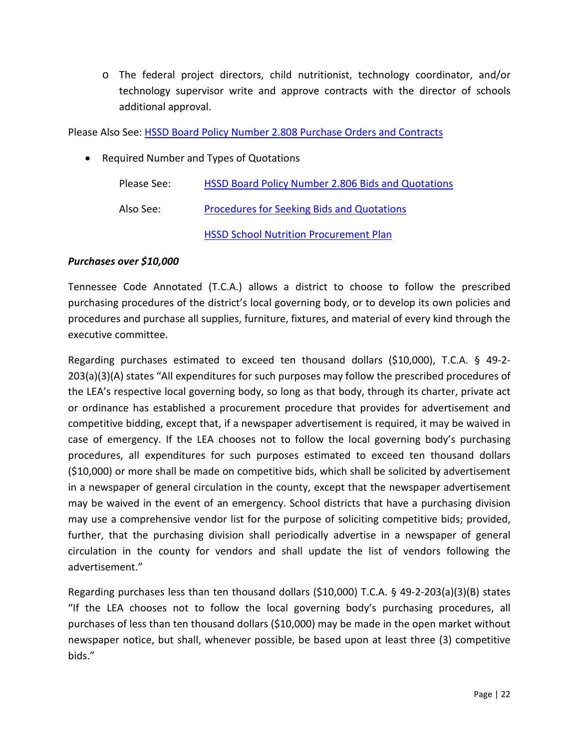- The federal project directors, child nutritionist, technology coordinator, and/or technology supervisor write and approve contracts with the director of schools additional approval.

Please Also See: [HSSD Board Policy Number 2.808 Purchase Orders and Contracts]

- Required Number and Types of Quotations

  Please See: [HSSD Board Policy Number 2.806 Bids and Quotations]

  Also See: [Procedures for Seeking Bids and Quotations]

  [HSSD School Nutrition Procurement Plan]

***Purchases over $10,000***

Tennessee Code Annotated (T.C.A.) allows a district to choose to follow the prescribed purchasing procedures of the district's local governing body, or to develop its own policies and procedures and purchase all supplies, furniture, fixtures, and material of every kind through the executive committee.

Regarding purchases estimated to exceed ten thousand dollars ($10,000), T.C.A. § 49-2-203(a)(3)(A) states "All expenditures for such purposes may follow the prescribed procedures of the LEA's respective local governing body, so long as that body, through its charter, private act or ordinance has established a procurement procedure that provides for advertisement and competitive bidding, except that, if a newspaper advertisement is required, it may be waived in case of emergency. If the LEA chooses not to follow the local governing body's purchasing procedures, all expenditures for such purposes estimated to exceed ten thousand dollars ($10,000) or more shall be made on competitive bids, which shall be solicited by advertisement in a newspaper of general circulation in the county, except that the newspaper advertisement may be waived in the event of an emergency. School districts that have a purchasing division may use a comprehensive vendor list for the purpose of soliciting competitive bids; provided, further, that the purchasing division shall periodically advertise in a newspaper of general circulation in the county for vendors and shall update the list of vendors following the advertisement."

Regarding purchases less than ten thousand dollars ($10,000) T.C.A. § 49-2-203(a)(3)(B) states "If the LEA chooses not to follow the local governing body's purchasing procedures, all purchases of less than ten thousand dollars ($10,000) may be made in the open market without newspaper notice, but shall, whenever possible, be based upon at least three (3) competitive bids."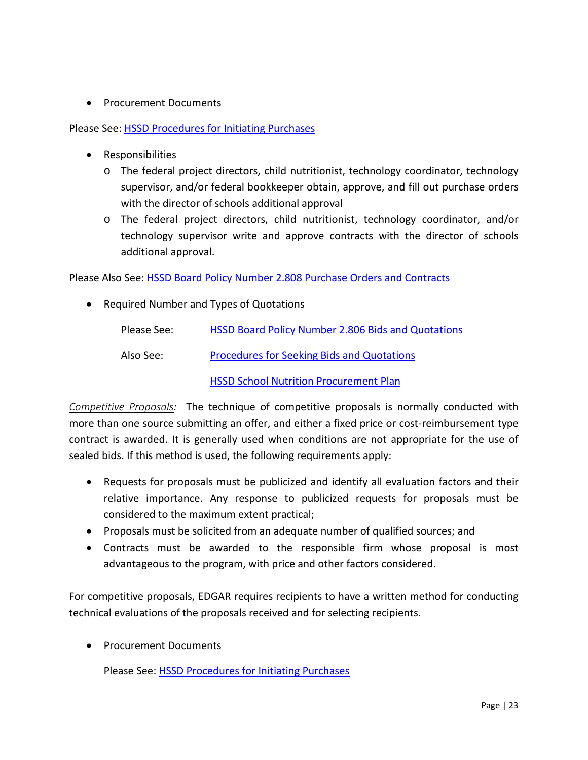- Procurement Documents

Please See: HSSD Procedures for Initiating Purchases

- Responsibilities
  - The federal project directors, child nutritionist, technology coordinator, technology supervisor, and/or federal bookkeeper obtain, approve, and fill out purchase orders with the director of schools additional approval
  - The federal project directors, child nutritionist, technology coordinator, and/or technology supervisor write and approve contracts with the director of schools additional approval.

Please Also See: HSSD Board Policy Number 2.808 Purchase Orders and Contracts

- Required Number and Types of Quotations

  Please See: HSSD Board Policy Number 2.806 Bids and Quotations

  Also See: Procedures for Seeking Bids and Quotations

  HSSD School Nutrition Procurement Plan

*Competitive Proposals:* The technique of competitive proposals is normally conducted with more than one source submitting an offer, and either a fixed price or cost-reimbursement type contract is awarded. It is generally used when conditions are not appropriate for the use of sealed bids. If this method is used, the following requirements apply:

- Requests for proposals must be publicized and identify all evaluation factors and their relative importance. Any response to publicized requests for proposals must be considered to the maximum extent practical;
- Proposals must be solicited from an adequate number of qualified sources; and
- Contracts must be awarded to the responsible firm whose proposal is most advantageous to the program, with price and other factors considered.

For competitive proposals, EDGAR requires recipients to have a written method for conducting technical evaluations of the proposals received and for selecting recipients.

- Procurement Documents

  Please See: HSSD Procedures for Initiating Purchases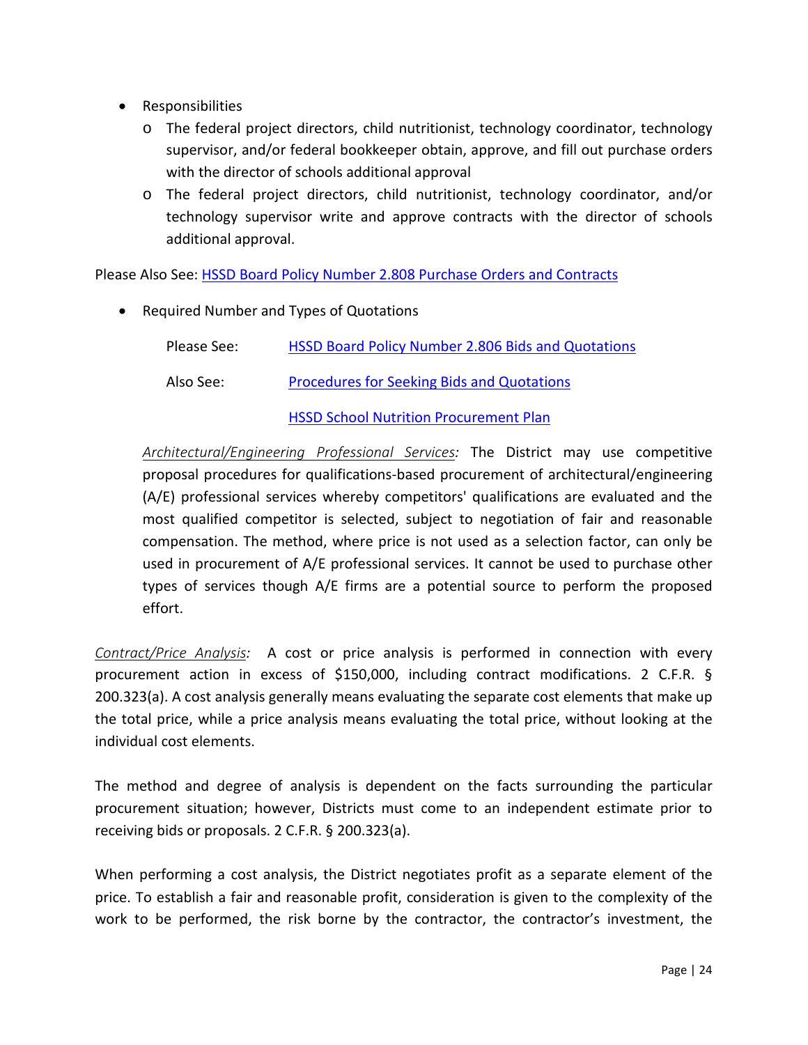- Responsibilities
  - The federal project directors, child nutritionist, technology coordinator, technology supervisor, and/or federal bookkeeper obtain, approve, and fill out purchase orders with the director of schools additional approval
  - The federal project directors, child nutritionist, technology coordinator, and/or technology supervisor write and approve contracts with the director of schools additional approval.

Please Also See: HSSD Board Policy Number 2.808 Purchase Orders and Contracts

- Required Number and Types of Quotations

  Please See: HSSD Board Policy Number 2.806 Bids and Quotations

  Also See: Procedures for Seeking Bids and Quotations

  HSSD School Nutrition Procurement Plan

  *Architectural/Engineering Professional Services:* The District may use competitive proposal procedures for qualifications-based procurement of architectural/engineering (A/E) professional services whereby competitors' qualifications are evaluated and the most qualified competitor is selected, subject to negotiation of fair and reasonable compensation. The method, where price is not used as a selection factor, can only be used in procurement of A/E professional services. It cannot be used to purchase other types of services though A/E firms are a potential source to perform the proposed effort.

*Contract/Price Analysis:* A cost or price analysis is performed in connection with every procurement action in excess of $150,000, including contract modifications. 2 C.F.R. § 200.323(a). A cost analysis generally means evaluating the separate cost elements that make up the total price, while a price analysis means evaluating the total price, without looking at the individual cost elements.

The method and degree of analysis is dependent on the facts surrounding the particular procurement situation; however, Districts must come to an independent estimate prior to receiving bids or proposals. 2 C.F.R. § 200.323(a).

When performing a cost analysis, the District negotiates profit as a separate element of the price. To establish a fair and reasonable profit, consideration is given to the complexity of the work to be performed, the risk borne by the contractor, the contractor's investment, the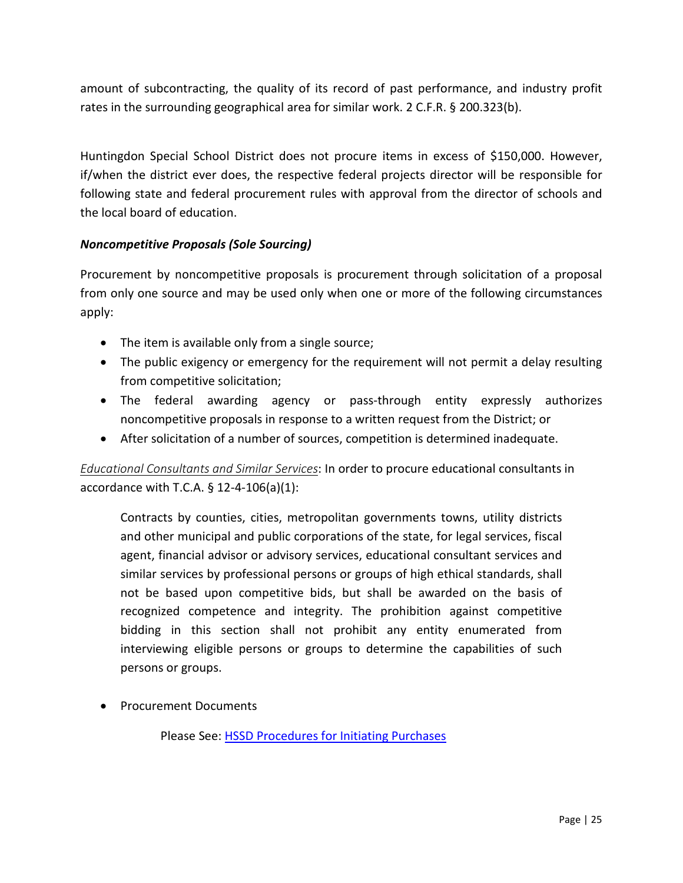amount of subcontracting, the quality of its record of past performance, and industry profit rates in the surrounding geographical area for similar work. 2 C.F.R. § 200.323(b).

Huntingdon Special School District does not procure items in excess of $150,000. However, if/when the district ever does, the respective federal projects director will be responsible for following state and federal procurement rules with approval from the director of schools and the local board of education.

***Noncompetitive Proposals (Sole Sourcing)***

Procurement by noncompetitive proposals is procurement through solicitation of a proposal from only one source and may be used only when one or more of the following circumstances apply:

- The item is available only from a single source;
- The public exigency or emergency for the requirement will not permit a delay resulting from competitive solicitation;
- The federal awarding agency or pass-through entity expressly authorizes noncompetitive proposals in response to a written request from the District; or
- After solicitation of a number of sources, competition is determined inadequate.

*Educational Consultants and Similar Services*: In order to procure educational consultants in accordance with T.C.A. § 12-4-106(a)(1):

> Contracts by counties, cities, metropolitan governments towns, utility districts and other municipal and public corporations of the state, for legal services, fiscal agent, financial advisor or advisory services, educational consultant services and similar services by professional persons or groups of high ethical standards, shall not be based upon competitive bids, but shall be awarded on the basis of recognized competence and integrity. The prohibition against competitive bidding in this section shall not prohibit any entity enumerated from interviewing eligible persons or groups to determine the capabilities of such persons or groups.

- Procurement Documents

  Please See: [HSSD Procedures for Initiating Purchases]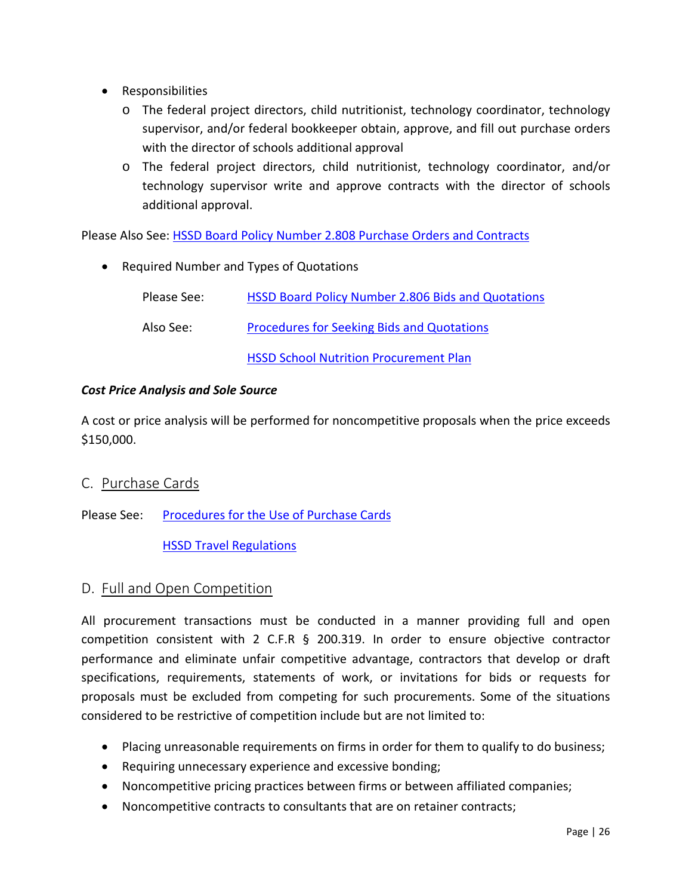- Responsibilities
  - The federal project directors, child nutritionist, technology coordinator, technology supervisor, and/or federal bookkeeper obtain, approve, and fill out purchase orders with the director of schools additional approval
  - The federal project directors, child nutritionist, technology coordinator, and/or technology supervisor write and approve contracts with the director of schools additional approval.

Please Also See: HSSD Board Policy Number 2.808 Purchase Orders and Contracts

- Required Number and Types of Quotations

  Please See: HSSD Board Policy Number 2.806 Bids and Quotations

  Also See: Procedures for Seeking Bids and Quotations

  HSSD School Nutrition Procurement Plan

***Cost Price Analysis and Sole Source***

A cost or price analysis will be performed for noncompetitive proposals when the price exceeds $150,000.

## C. Purchase Cards

Please See: Procedures for the Use of Purchase Cards

HSSD Travel Regulations

## D. Full and Open Competition

All procurement transactions must be conducted in a manner providing full and open competition consistent with 2 C.F.R § 200.319. In order to ensure objective contractor performance and eliminate unfair competitive advantage, contractors that develop or draft specifications, requirements, statements of work, or invitations for bids or requests for proposals must be excluded from competing for such procurements. Some of the situations considered to be restrictive of competition include but are not limited to:

- Placing unreasonable requirements on firms in order for them to qualify to do business;
- Requiring unnecessary experience and excessive bonding;
- Noncompetitive pricing practices between firms or between affiliated companies;
- Noncompetitive contracts to consultants that are on retainer contracts;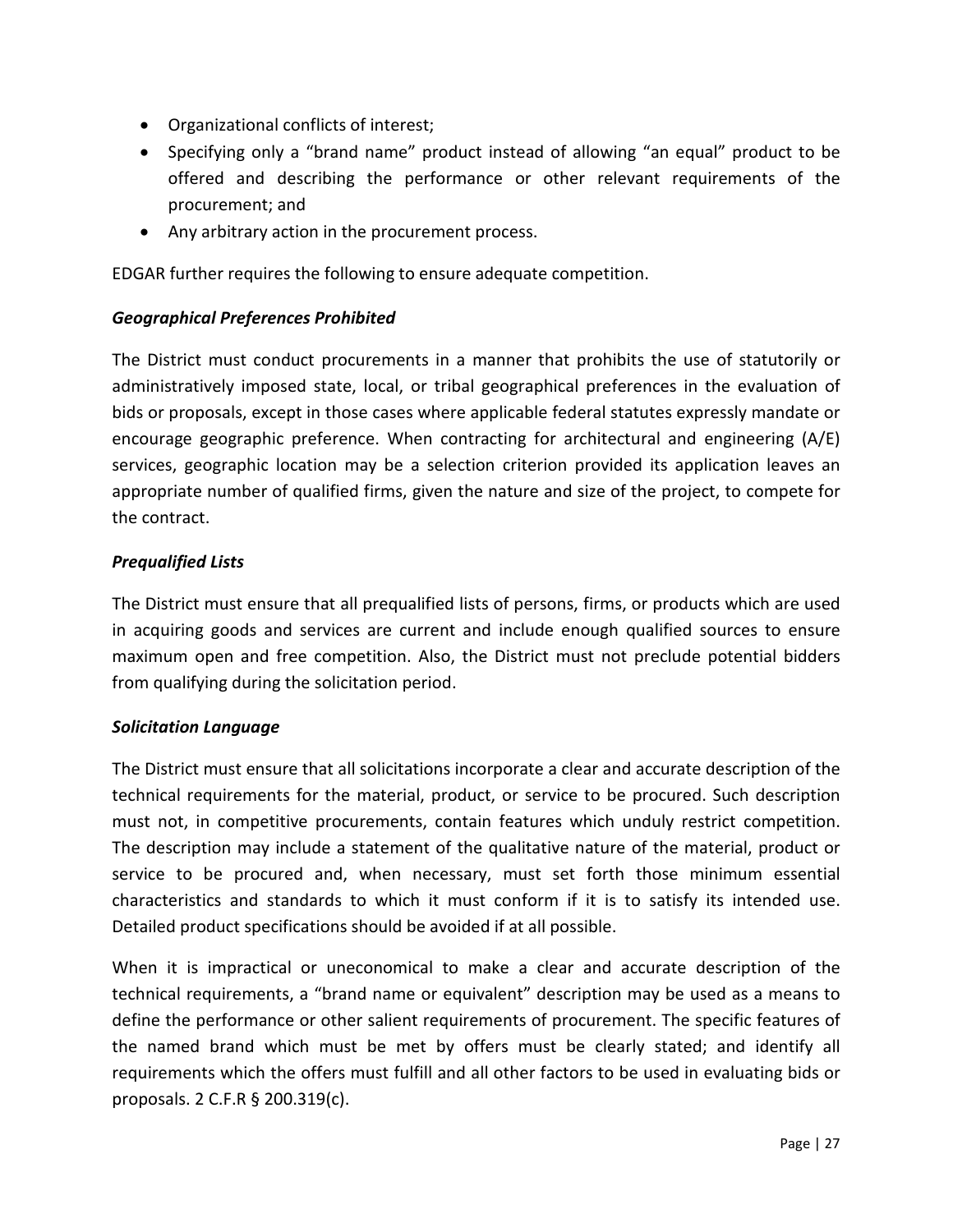- Organizational conflicts of interest;
- Specifying only a "brand name" product instead of allowing "an equal" product to be offered and describing the performance or other relevant requirements of the procurement; and
- Any arbitrary action in the procurement process.

EDGAR further requires the following to ensure adequate competition.

### *Geographical Preferences Prohibited*

The District must conduct procurements in a manner that prohibits the use of statutorily or administratively imposed state, local, or tribal geographical preferences in the evaluation of bids or proposals, except in those cases where applicable federal statutes expressly mandate or encourage geographic preference. When contracting for architectural and engineering (A/E) services, geographic location may be a selection criterion provided its application leaves an appropriate number of qualified firms, given the nature and size of the project, to compete for the contract.

### *Prequalified Lists*

The District must ensure that all prequalified lists of persons, firms, or products which are used in acquiring goods and services are current and include enough qualified sources to ensure maximum open and free competition. Also, the District must not preclude potential bidders from qualifying during the solicitation period.

### *Solicitation Language*

The District must ensure that all solicitations incorporate a clear and accurate description of the technical requirements for the material, product, or service to be procured. Such description must not, in competitive procurements, contain features which unduly restrict competition. The description may include a statement of the qualitative nature of the material, product or service to be procured and, when necessary, must set forth those minimum essential characteristics and standards to which it must conform if it is to satisfy its intended use. Detailed product specifications should be avoided if at all possible.

When it is impractical or uneconomical to make a clear and accurate description of the technical requirements, a "brand name or equivalent" description may be used as a means to define the performance or other salient requirements of procurement. The specific features of the named brand which must be met by offers must be clearly stated; and identify all requirements which the offers must fulfill and all other factors to be used in evaluating bids or proposals. 2 C.F.R § 200.319(c).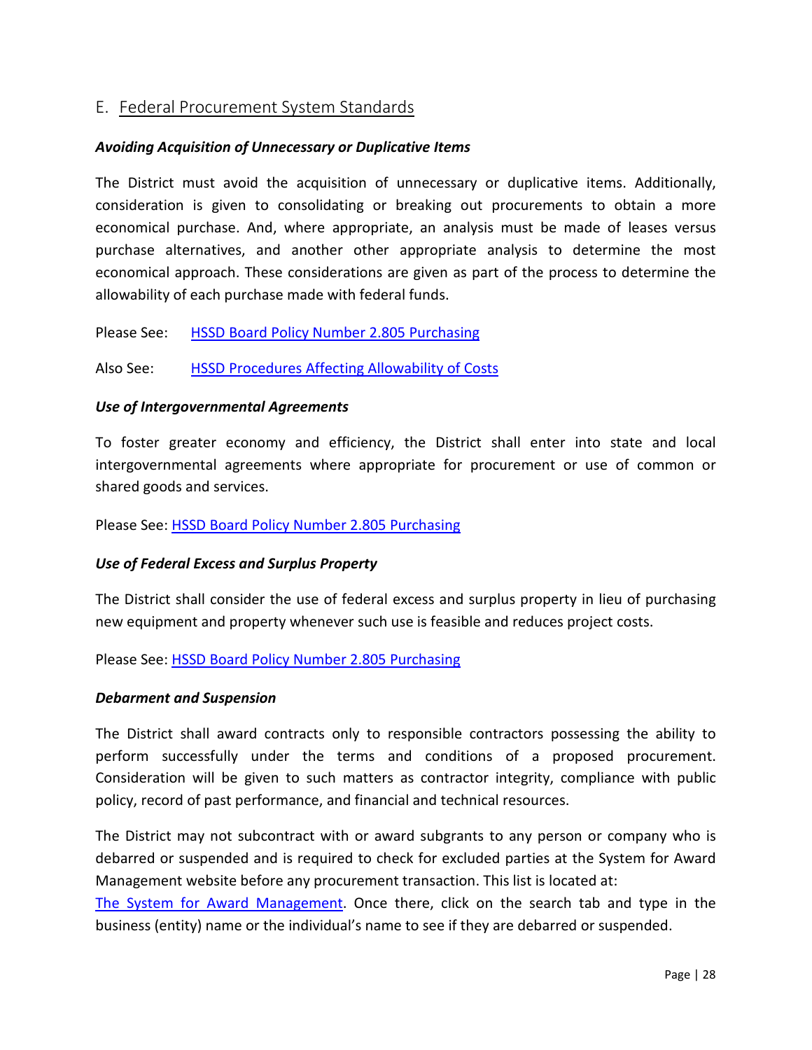## E. Federal Procurement System Standards

***Avoiding Acquisition of Unnecessary or Duplicative Items***

The District must avoid the acquisition of unnecessary or duplicative items. Additionally, consideration is given to consolidating or breaking out procurements to obtain a more economical purchase. And, where appropriate, an analysis must be made of leases versus purchase alternatives, and another other appropriate analysis to determine the most economical approach. These considerations are given as part of the process to determine the allowability of each purchase made with federal funds.

Please See: HSSD Board Policy Number 2.805 Purchasing

Also See: HSSD Procedures Affecting Allowability of Costs

***Use of Intergovernmental Agreements***

To foster greater economy and efficiency, the District shall enter into state and local intergovernmental agreements where appropriate for procurement or use of common or shared goods and services.

Please See: HSSD Board Policy Number 2.805 Purchasing

***Use of Federal Excess and Surplus Property***

The District shall consider the use of federal excess and surplus property in lieu of purchasing new equipment and property whenever such use is feasible and reduces project costs.

Please See: HSSD Board Policy Number 2.805 Purchasing

***Debarment and Suspension***

The District shall award contracts only to responsible contractors possessing the ability to perform successfully under the terms and conditions of a proposed procurement. Consideration will be given to such matters as contractor integrity, compliance with public policy, record of past performance, and financial and technical resources.

The District may not subcontract with or award subgrants to any person or company who is debarred or suspended and is required to check for excluded parties at the System for Award Management website before any procurement transaction. This list is located at: The System for Award Management. Once there, click on the search tab and type in the business (entity) name or the individual's name to see if they are debarred or suspended.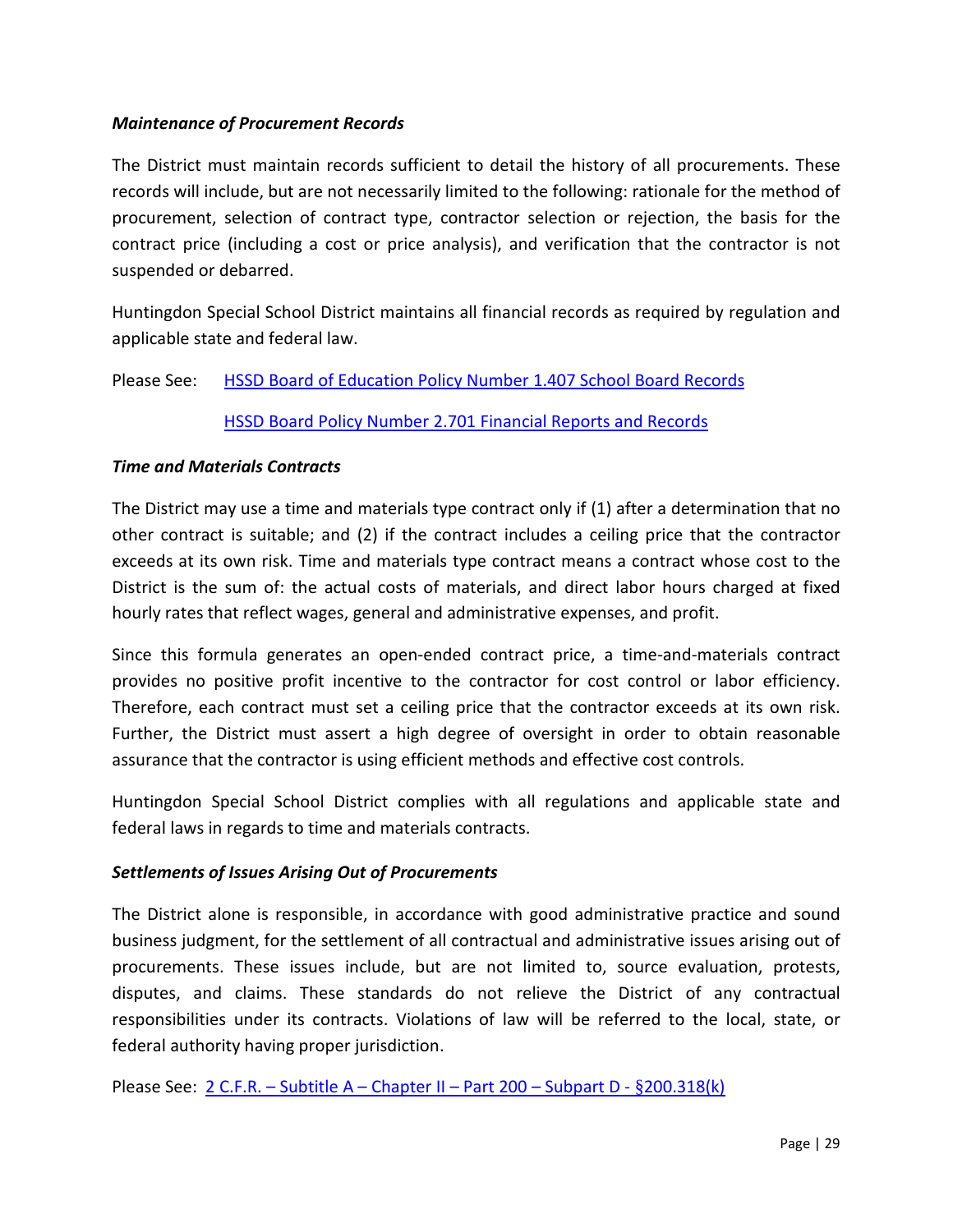### *Maintenance of Procurement Records*

The District must maintain records sufficient to detail the history of all procurements. These records will include, but are not necessarily limited to the following: rationale for the method of procurement, selection of contract type, contractor selection or rejection, the basis for the contract price (including a cost or price analysis), and verification that the contractor is not suspended or debarred.

Huntingdon Special School District maintains all financial records as required by regulation and applicable state and federal law.

Please See: HSSD Board of Education Policy Number 1.407 School Board Records

HSSD Board Policy Number 2.701 Financial Reports and Records

### *Time and Materials Contracts*

The District may use a time and materials type contract only if (1) after a determination that no other contract is suitable; and (2) if the contract includes a ceiling price that the contractor exceeds at its own risk. Time and materials type contract means a contract whose cost to the District is the sum of: the actual costs of materials, and direct labor hours charged at fixed hourly rates that reflect wages, general and administrative expenses, and profit.

Since this formula generates an open-ended contract price, a time-and-materials contract provides no positive profit incentive to the contractor for cost control or labor efficiency. Therefore, each contract must set a ceiling price that the contractor exceeds at its own risk. Further, the District must assert a high degree of oversight in order to obtain reasonable assurance that the contractor is using efficient methods and effective cost controls.

Huntingdon Special School District complies with all regulations and applicable state and federal laws in regards to time and materials contracts.

### *Settlements of Issues Arising Out of Procurements*

The District alone is responsible, in accordance with good administrative practice and sound business judgment, for the settlement of all contractual and administrative issues arising out of procurements. These issues include, but are not limited to, source evaluation, protests, disputes, and claims. These standards do not relieve the District of any contractual responsibilities under its contracts. Violations of law will be referred to the local, state, or federal authority having proper jurisdiction.

Please See: 2 C.F.R. – Subtitle A – Chapter II – Part 200 – Subpart D - §200.318(k)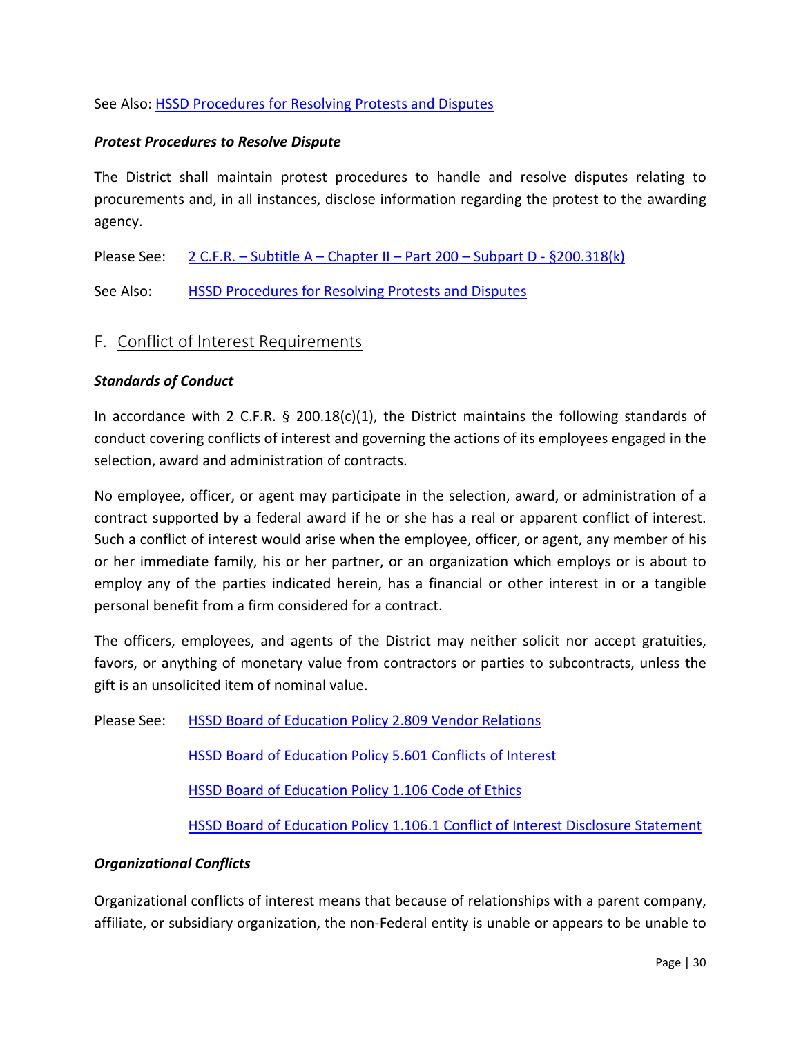See Also: HSSD Procedures for Resolving Protests and Disputes

***Protest Procedures to Resolve Dispute***

The District shall maintain protest procedures to handle and resolve disputes relating to procurements and, in all instances, disclose information regarding the protest to the awarding agency.

Please See: 2 C.F.R. – Subtitle A – Chapter II – Part 200 – Subpart D - §200.318(k)

See Also: HSSD Procedures for Resolving Protests and Disputes

## F. Conflict of Interest Requirements

***Standards of Conduct***

In accordance with 2 C.F.R. § 200.18(c)(1), the District maintains the following standards of conduct covering conflicts of interest and governing the actions of its employees engaged in the selection, award and administration of contracts.

No employee, officer, or agent may participate in the selection, award, or administration of a contract supported by a federal award if he or she has a real or apparent conflict of interest. Such a conflict of interest would arise when the employee, officer, or agent, any member of his or her immediate family, his or her partner, or an organization which employs or is about to employ any of the parties indicated herein, has a financial or other interest in or a tangible personal benefit from a firm considered for a contract.

The officers, employees, and agents of the District may neither solicit nor accept gratuities, favors, or anything of monetary value from contractors or parties to subcontracts, unless the gift is an unsolicited item of nominal value.

Please See: HSSD Board of Education Policy 2.809 Vendor Relations

HSSD Board of Education Policy 5.601 Conflicts of Interest

HSSD Board of Education Policy 1.106 Code of Ethics

HSSD Board of Education Policy 1.106.1 Conflict of Interest Disclosure Statement

***Organizational Conflicts***

Organizational conflicts of interest means that because of relationships with a parent company, affiliate, or subsidiary organization, the non-Federal entity is unable or appears to be unable to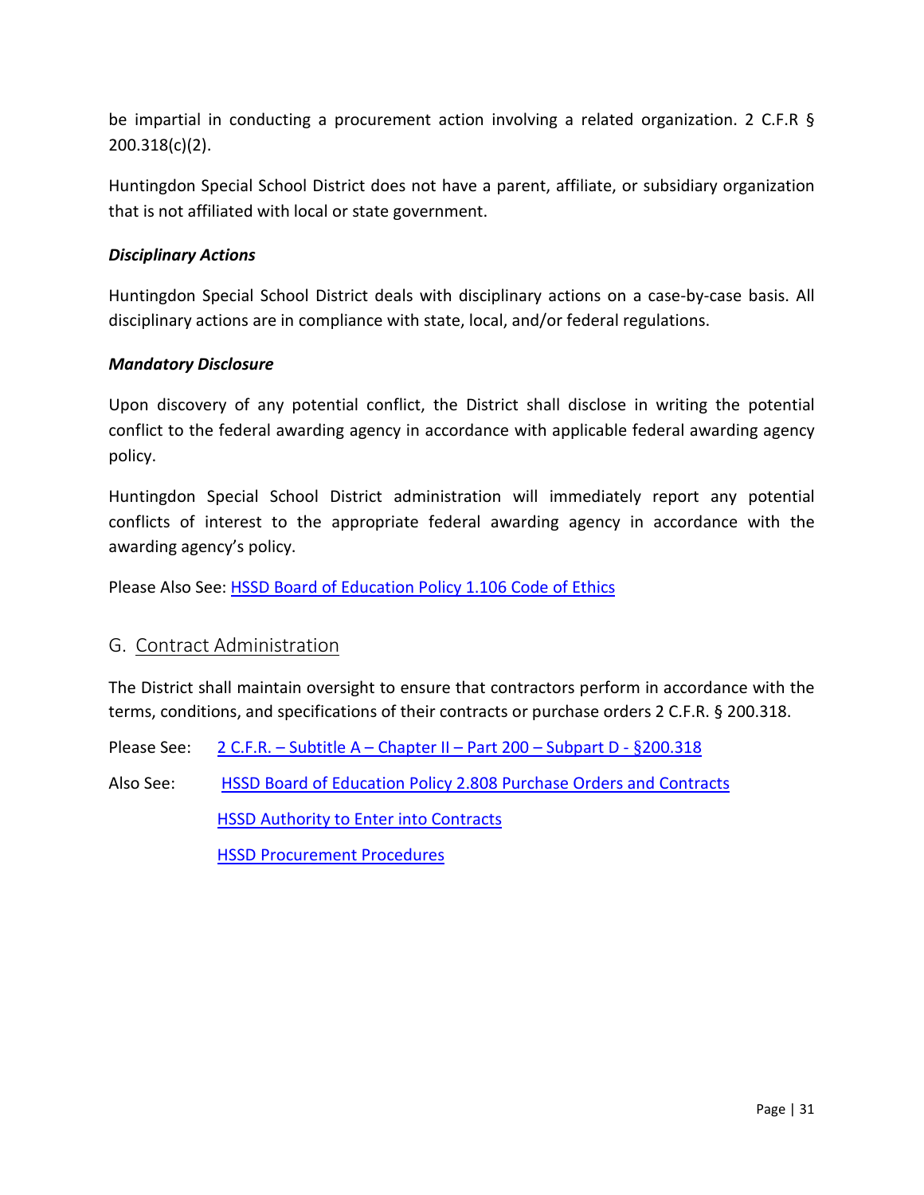be impartial in conducting a procurement action involving a related organization. 2 C.F.R § 200.318(c)(2).

Huntingdon Special School District does not have a parent, affiliate, or subsidiary organization that is not affiliated with local or state government.

***Disciplinary Actions***

Huntingdon Special School District deals with disciplinary actions on a case-by-case basis. All disciplinary actions are in compliance with state, local, and/or federal regulations.

***Mandatory Disclosure***

Upon discovery of any potential conflict, the District shall disclose in writing the potential conflict to the federal awarding agency in accordance with applicable federal awarding agency policy.

Huntingdon Special School District administration will immediately report any potential conflicts of interest to the appropriate federal awarding agency in accordance with the awarding agency's policy.

Please Also See: HSSD Board of Education Policy 1.106 Code of Ethics

## G. Contract Administration

The District shall maintain oversight to ensure that contractors perform in accordance with the terms, conditions, and specifications of their contracts or purchase orders 2 C.F.R. § 200.318.

Please See: 2 C.F.R. – Subtitle A – Chapter II – Part 200 – Subpart D - §200.318

Also See: HSSD Board of Education Policy 2.808 Purchase Orders and Contracts

HSSD Authority to Enter into Contracts

HSSD Procurement Procedures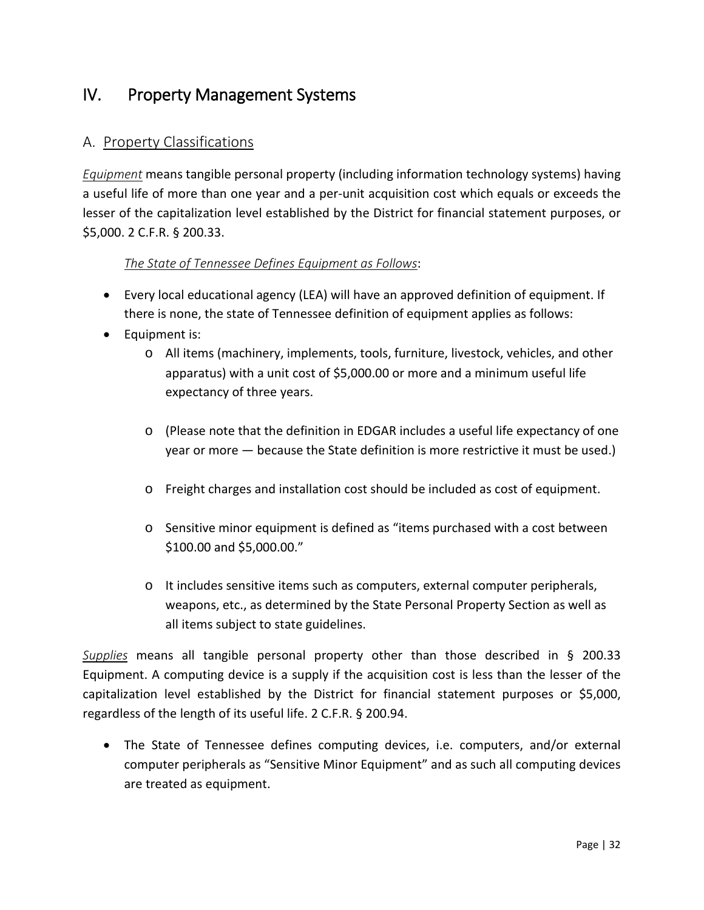# IV. Property Management Systems

## A. Property Classifications

*Equipment* means tangible personal property (including information technology systems) having a useful life of more than one year and a per-unit acquisition cost which equals or exceeds the lesser of the capitalization level established by the District for financial statement purposes, or $5,000. 2 C.F.R. § 200.33.

*The State of Tennessee Defines Equipment as Follows*:

- Every local educational agency (LEA) will have an approved definition of equipment. If there is none, the state of Tennessee definition of equipment applies as follows:
- Equipment is:
  - All items (machinery, implements, tools, furniture, livestock, vehicles, and other apparatus) with a unit cost of $5,000.00 or more and a minimum useful life expectancy of three years.
  - (Please note that the definition in EDGAR includes a useful life expectancy of one year or more — because the State definition is more restrictive it must be used.)
  - Freight charges and installation cost should be included as cost of equipment.
  - Sensitive minor equipment is defined as "items purchased with a cost between $100.00 and $5,000.00."
  - It includes sensitive items such as computers, external computer peripherals, weapons, etc., as determined by the State Personal Property Section as well as all items subject to state guidelines.

*Supplies* means all tangible personal property other than those described in § 200.33 Equipment. A computing device is a supply if the acquisition cost is less than the lesser of the capitalization level established by the District for financial statement purposes or $5,000, regardless of the length of its useful life. 2 C.F.R. § 200.94.

- The State of Tennessee defines computing devices, i.e. computers, and/or external computer peripherals as "Sensitive Minor Equipment" and as such all computing devices are treated as equipment.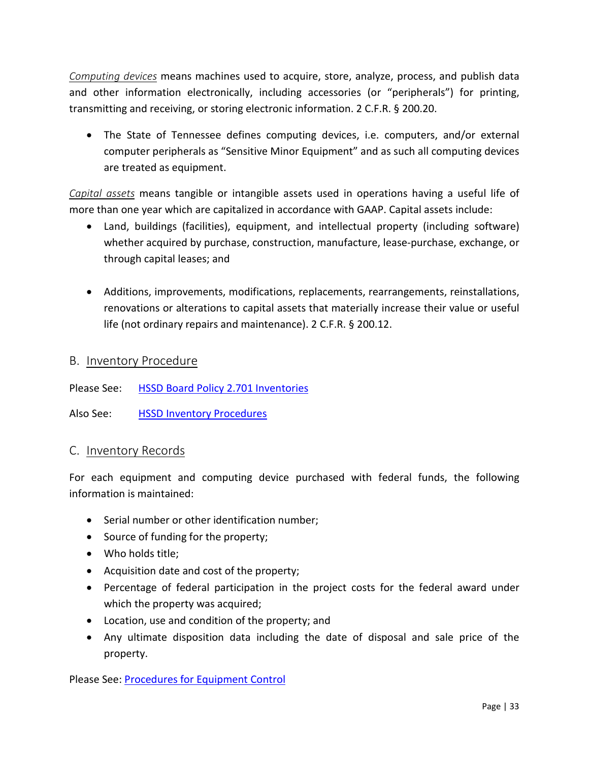*Computing devices* means machines used to acquire, store, analyze, process, and publish data and other information electronically, including accessories (or "peripherals") for printing, transmitting and receiving, or storing electronic information. 2 C.F.R. § 200.20.

- The State of Tennessee defines computing devices, i.e. computers, and/or external computer peripherals as "Sensitive Minor Equipment" and as such all computing devices are treated as equipment.

*Capital assets* means tangible or intangible assets used in operations having a useful life of more than one year which are capitalized in accordance with GAAP. Capital assets include:

- Land, buildings (facilities), equipment, and intellectual property (including software) whether acquired by purchase, construction, manufacture, lease-purchase, exchange, or through capital leases; and

- Additions, improvements, modifications, replacements, rearrangements, reinstallations, renovations or alterations to capital assets that materially increase their value or useful life (not ordinary repairs and maintenance). 2 C.F.R. § 200.12.

## B. Inventory Procedure

Please See: [HSSD Board Policy 2.701 Inventories]

Also See: [HSSD Inventory Procedures]

## C. Inventory Records

For each equipment and computing device purchased with federal funds, the following information is maintained:

- Serial number or other identification number;
- Source of funding for the property;
- Who holds title;
- Acquisition date and cost of the property;
- Percentage of federal participation in the project costs for the federal award under which the property was acquired;
- Location, use and condition of the property; and
- Any ultimate disposition data including the date of disposal and sale price of the property.

Please See: [Procedures for Equipment Control]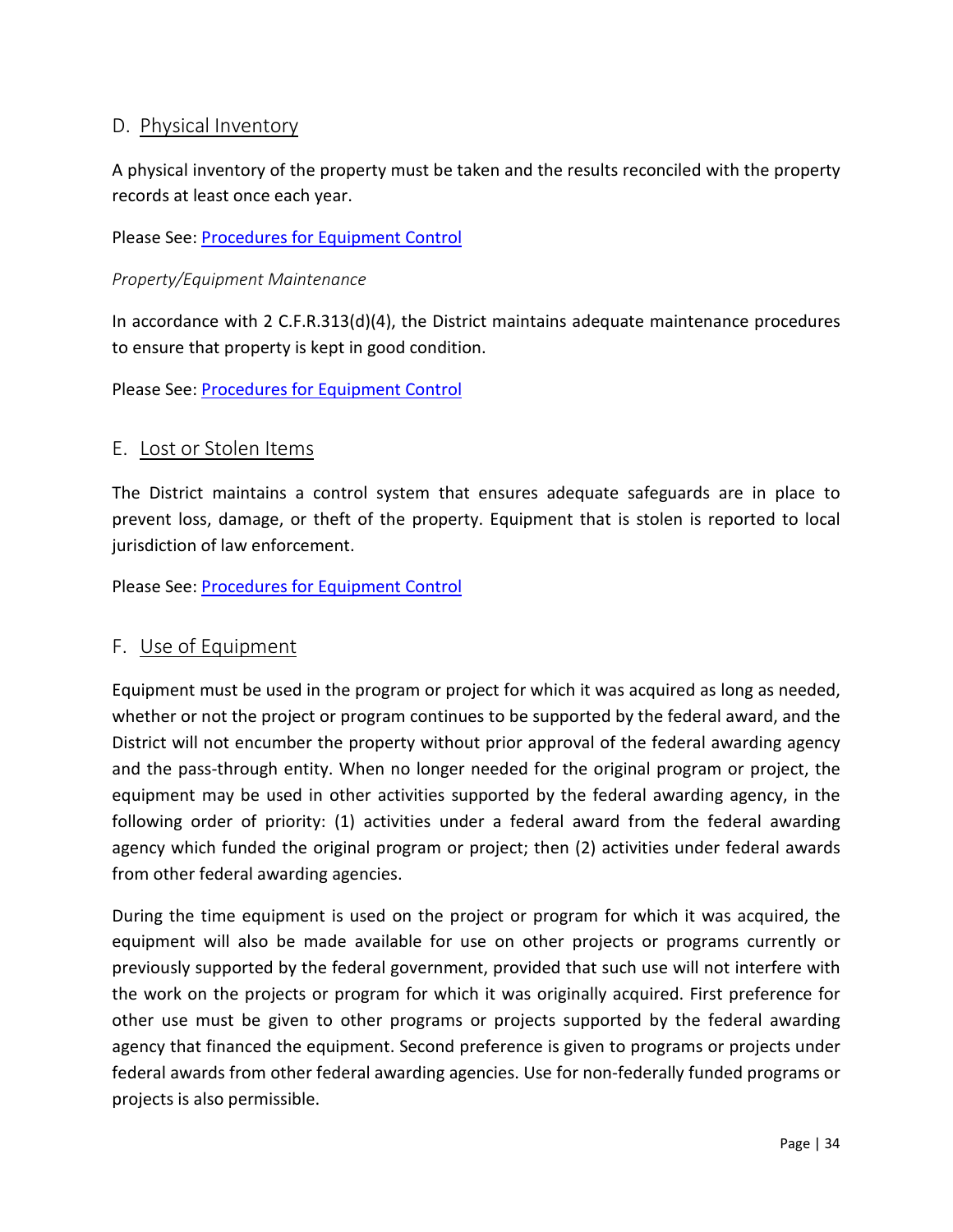## D. Physical Inventory

A physical inventory of the property must be taken and the results reconciled with the property records at least once each year.

Please See: [Procedures for Equipment Control]

*Property/Equipment Maintenance*

In accordance with 2 C.F.R.313(d)(4), the District maintains adequate maintenance procedures to ensure that property is kept in good condition.

Please See: [Procedures for Equipment Control]

## E. Lost or Stolen Items

The District maintains a control system that ensures adequate safeguards are in place to prevent loss, damage, or theft of the property. Equipment that is stolen is reported to local jurisdiction of law enforcement.

Please See: [Procedures for Equipment Control]

## F. Use of Equipment

Equipment must be used in the program or project for which it was acquired as long as needed, whether or not the project or program continues to be supported by the federal award, and the District will not encumber the property without prior approval of the federal awarding agency and the pass-through entity. When no longer needed for the original program or project, the equipment may be used in other activities supported by the federal awarding agency, in the following order of priority: (1) activities under a federal award from the federal awarding agency which funded the original program or project; then (2) activities under federal awards from other federal awarding agencies.

During the time equipment is used on the project or program for which it was acquired, the equipment will also be made available for use on other projects or programs currently or previously supported by the federal government, provided that such use will not interfere with the work on the projects or program for which it was originally acquired. First preference for other use must be given to other programs or projects supported by the federal awarding agency that financed the equipment. Second preference is given to programs or projects under federal awards from other federal awarding agencies. Use for non-federally funded programs or projects is also permissible.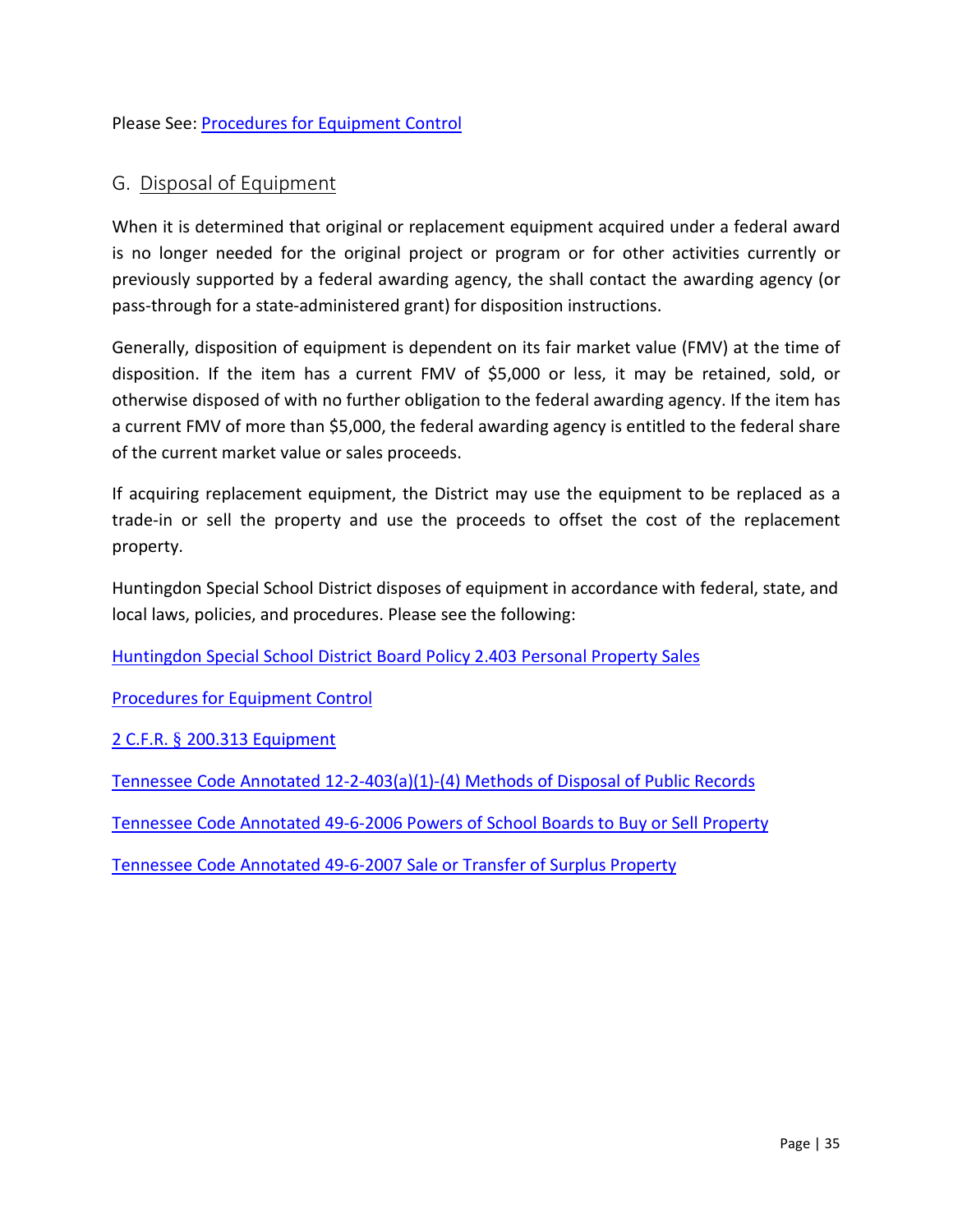Please See: Procedures for Equipment Control

## G. Disposal of Equipment

When it is determined that original or replacement equipment acquired under a federal award is no longer needed for the original project or program or for other activities currently or previously supported by a federal awarding agency, the shall contact the awarding agency (or pass-through for a state-administered grant) for disposition instructions.

Generally, disposition of equipment is dependent on its fair market value (FMV) at the time of disposition. If the item has a current FMV of $5,000 or less, it may be retained, sold, or otherwise disposed of with no further obligation to the federal awarding agency. If the item has a current FMV of more than $5,000, the federal awarding agency is entitled to the federal share of the current market value or sales proceeds.

If acquiring replacement equipment, the District may use the equipment to be replaced as a trade-in or sell the property and use the proceeds to offset the cost of the replacement property.

Huntingdon Special School District disposes of equipment in accordance with federal, state, and local laws, policies, and procedures. Please see the following:

Huntingdon Special School District Board Policy 2.403 Personal Property Sales

Procedures for Equipment Control

2 C.F.R. § 200.313 Equipment

Tennessee Code Annotated 12-2-403(a)(1)-(4) Methods of Disposal of Public Records

Tennessee Code Annotated 49-6-2006 Powers of School Boards to Buy or Sell Property

Tennessee Code Annotated 49-6-2007 Sale or Transfer of Surplus Property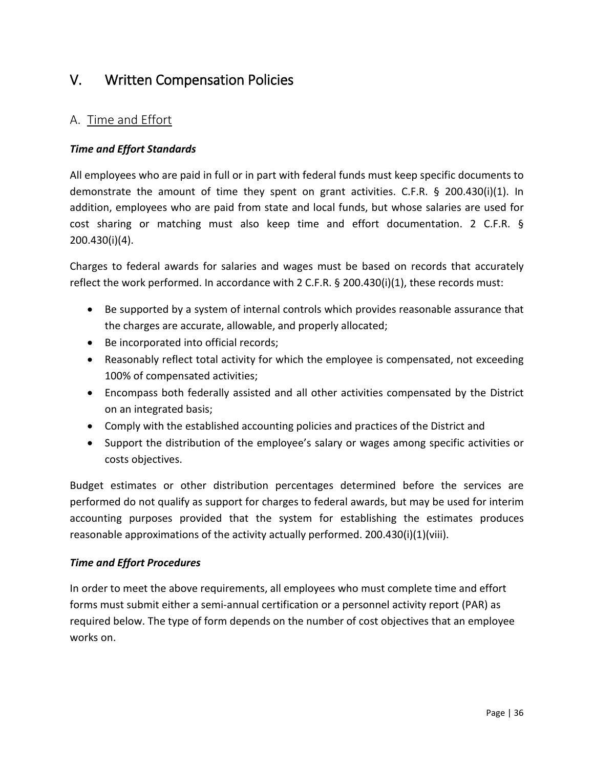# V. Written Compensation Policies

## A. Time and Effort

***Time and Effort Standards***

All employees who are paid in full or in part with federal funds must keep specific documents to demonstrate the amount of time they spent on grant activities. C.F.R. § 200.430(i)(1). In addition, employees who are paid from state and local funds, but whose salaries are used for cost sharing or matching must also keep time and effort documentation. 2 C.F.R. § 200.430(i)(4).

Charges to federal awards for salaries and wages must be based on records that accurately reflect the work performed. In accordance with 2 C.F.R. § 200.430(i)(1), these records must:

- Be supported by a system of internal controls which provides reasonable assurance that the charges are accurate, allowable, and properly allocated;
- Be incorporated into official records;
- Reasonably reflect total activity for which the employee is compensated, not exceeding 100% of compensated activities;
- Encompass both federally assisted and all other activities compensated by the District on an integrated basis;
- Comply with the established accounting policies and practices of the District and
- Support the distribution of the employee's salary or wages among specific activities or costs objectives.

Budget estimates or other distribution percentages determined before the services are performed do not qualify as support for charges to federal awards, but may be used for interim accounting purposes provided that the system for establishing the estimates produces reasonable approximations of the activity actually performed. 200.430(i)(1)(viii).

***Time and Effort Procedures***

In order to meet the above requirements, all employees who must complete time and effort forms must submit either a semi-annual certification or a personnel activity report (PAR) as required below. The type of form depends on the number of cost objectives that an employee works on.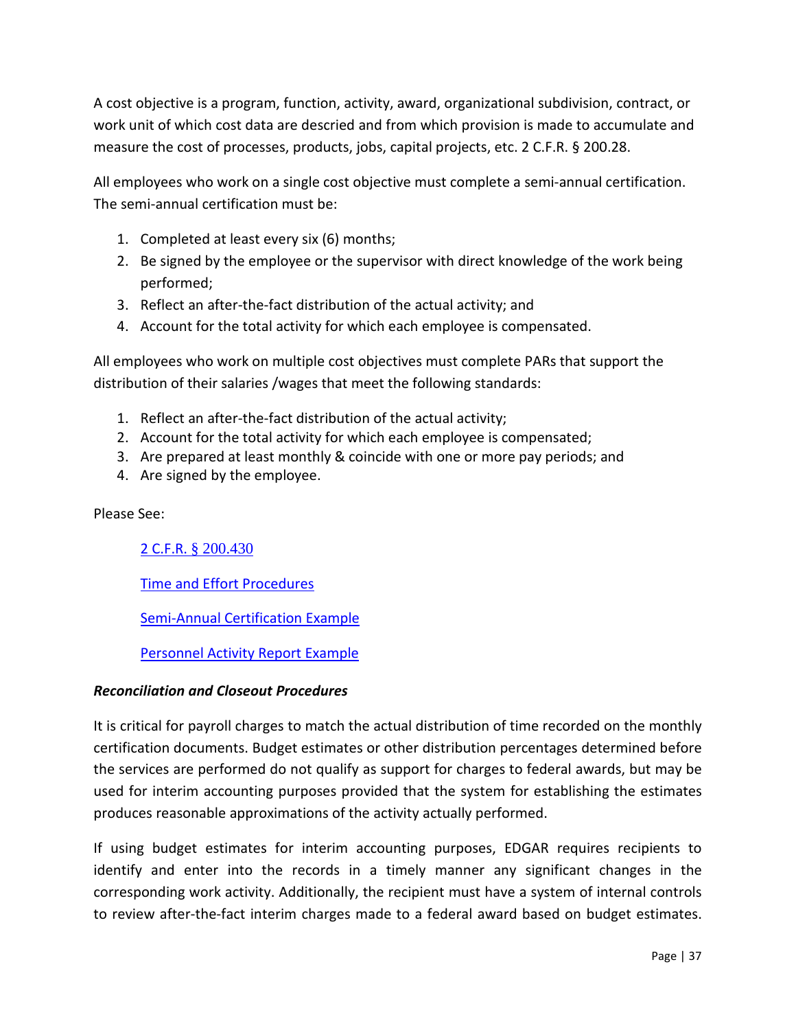A cost objective is a program, function, activity, award, organizational subdivision, contract, or work unit of which cost data are descried and from which provision is made to accumulate and measure the cost of processes, products, jobs, capital projects, etc. 2 C.F.R. § 200.28.

All employees who work on a single cost objective must complete a semi-annual certification. The semi-annual certification must be:

1. Completed at least every six (6) months;
2. Be signed by the employee or the supervisor with direct knowledge of the work being performed;
3. Reflect an after-the-fact distribution of the actual activity; and
4. Account for the total activity for which each employee is compensated.

All employees who work on multiple cost objectives must complete PARs that support the distribution of their salaries /wages that meet the following standards:

1. Reflect an after-the-fact distribution of the actual activity;
2. Account for the total activity for which each employee is compensated;
3. Are prepared at least monthly & coincide with one or more pay periods; and
4. Are signed by the employee.

Please See:

[2 C.F.R. § 200.430]()

[Time and Effort Procedures]()

[Semi-Annual Certification Example]()

[Personnel Activity Report Example]()

***Reconciliation and Closeout Procedures***

It is critical for payroll charges to match the actual distribution of time recorded on the monthly certification documents. Budget estimates or other distribution percentages determined before the services are performed do not qualify as support for charges to federal awards, but may be used for interim accounting purposes provided that the system for establishing the estimates produces reasonable approximations of the activity actually performed.

If using budget estimates for interim accounting purposes, EDGAR requires recipients to identify and enter into the records in a timely manner any significant changes in the corresponding work activity. Additionally, the recipient must have a system of internal controls to review after-the-fact interim charges made to a federal award based on budget estimates.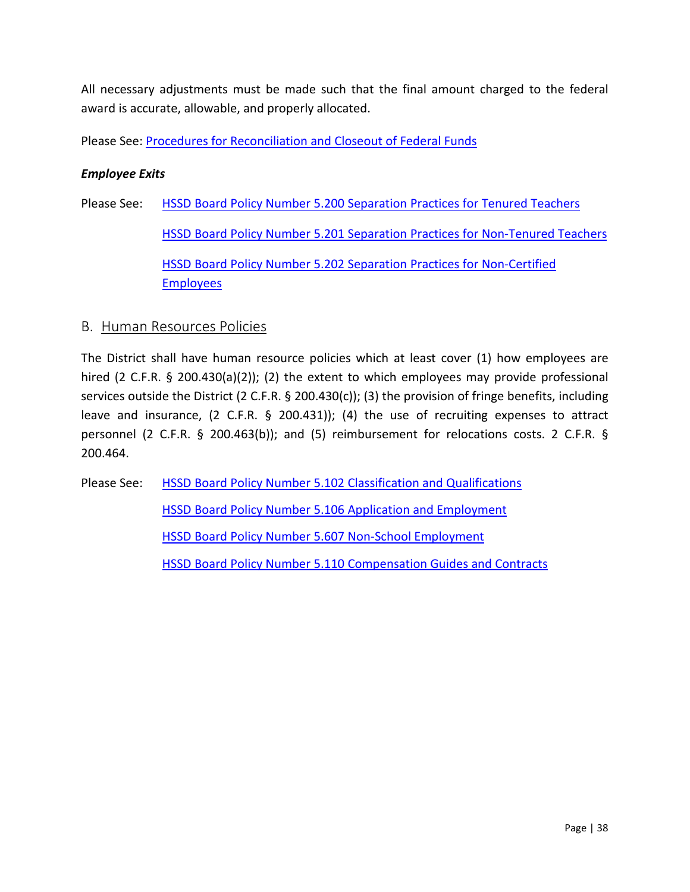All necessary adjustments must be made such that the final amount charged to the federal award is accurate, allowable, and properly allocated.

Please See: Procedures for Reconciliation and Closeout of Federal Funds

***Employee Exits***

Please See: HSSD Board Policy Number 5.200 Separation Practices for Tenured Teachers

HSSD Board Policy Number 5.201 Separation Practices for Non-Tenured Teachers

HSSD Board Policy Number 5.202 Separation Practices for Non-Certified Employees

## B. Human Resources Policies

The District shall have human resource policies which at least cover (1) how employees are hired (2 C.F.R. § 200.430(a)(2)); (2) the extent to which employees may provide professional services outside the District (2 C.F.R. § 200.430(c)); (3) the provision of fringe benefits, including leave and insurance, (2 C.F.R. § 200.431)); (4) the use of recruiting expenses to attract personnel (2 C.F.R. § 200.463(b)); and (5) reimbursement for relocations costs. 2 C.F.R. § 200.464.

Please See: HSSD Board Policy Number 5.102 Classification and Qualifications

HSSD Board Policy Number 5.106 Application and Employment

HSSD Board Policy Number 5.607 Non-School Employment

HSSD Board Policy Number 5.110 Compensation Guides and Contracts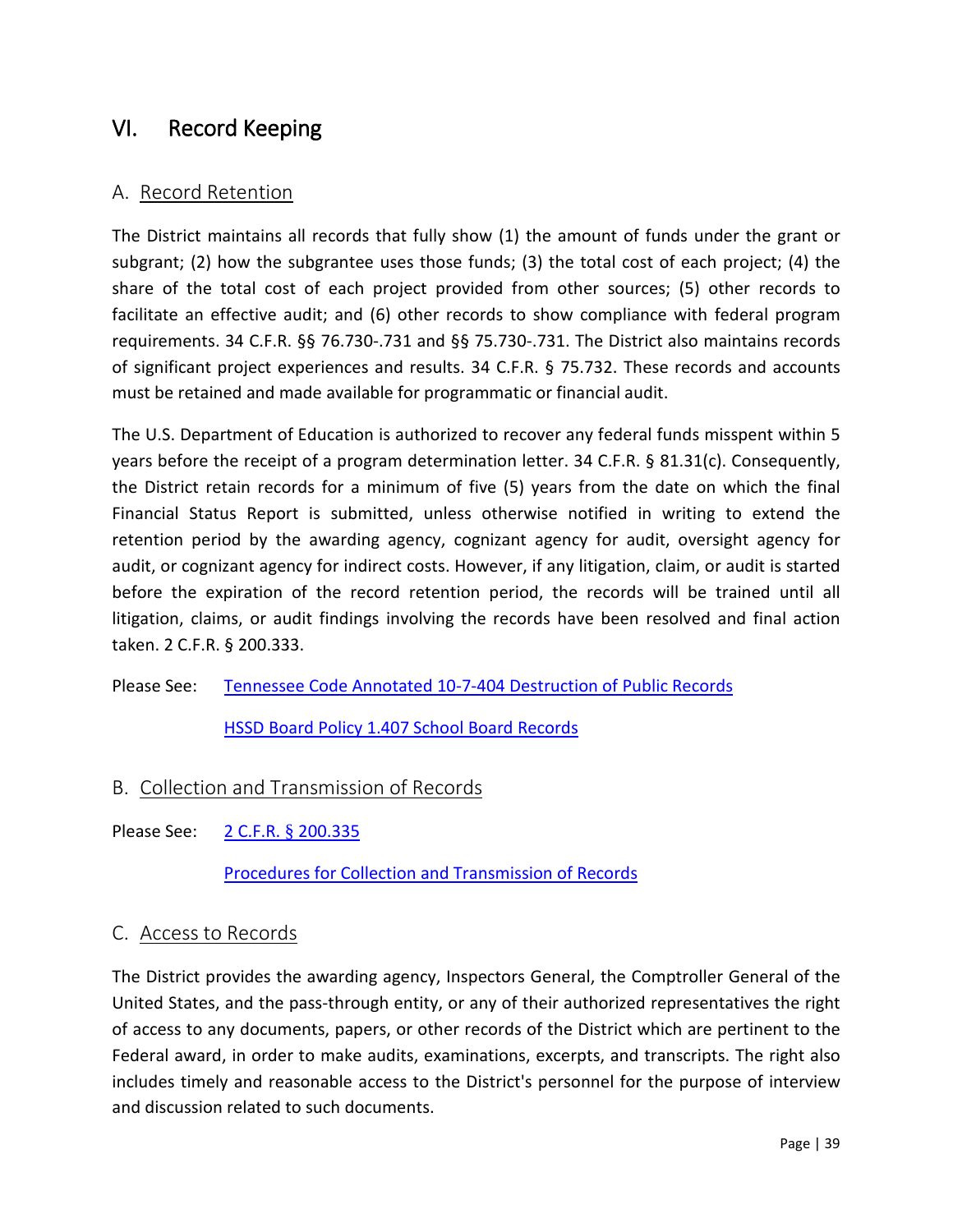# VI. Record Keeping

## A. Record Retention

The District maintains all records that fully show (1) the amount of funds under the grant or subgrant; (2) how the subgrantee uses those funds; (3) the total cost of each project; (4) the share of the total cost of each project provided from other sources; (5) other records to facilitate an effective audit; and (6) other records to show compliance with federal program requirements. 34 C.F.R. §§ 76.730-.731 and §§ 75.730-.731. The District also maintains records of significant project experiences and results. 34 C.F.R. § 75.732. These records and accounts must be retained and made available for programmatic or financial audit.

The U.S. Department of Education is authorized to recover any federal funds misspent within 5 years before the receipt of a program determination letter. 34 C.F.R. § 81.31(c). Consequently, the District retain records for a minimum of five (5) years from the date on which the final Financial Status Report is submitted, unless otherwise notified in writing to extend the retention period by the awarding agency, cognizant agency for audit, oversight agency for audit, or cognizant agency for indirect costs. However, if any litigation, claim, or audit is started before the expiration of the record retention period, the records will be trained until all litigation, claims, or audit findings involving the records have been resolved and final action taken. 2 C.F.R. § 200.333.

Please See: Tennessee Code Annotated 10-7-404 Destruction of Public Records

HSSD Board Policy 1.407 School Board Records

## B. Collection and Transmission of Records

Please See: 2 C.F.R. § 200.335

Procedures for Collection and Transmission of Records

## C. Access to Records

The District provides the awarding agency, Inspectors General, the Comptroller General of the United States, and the pass-through entity, or any of their authorized representatives the right of access to any documents, papers, or other records of the District which are pertinent to the Federal award, in order to make audits, examinations, excerpts, and transcripts. The right also includes timely and reasonable access to the District's personnel for the purpose of interview and discussion related to such documents.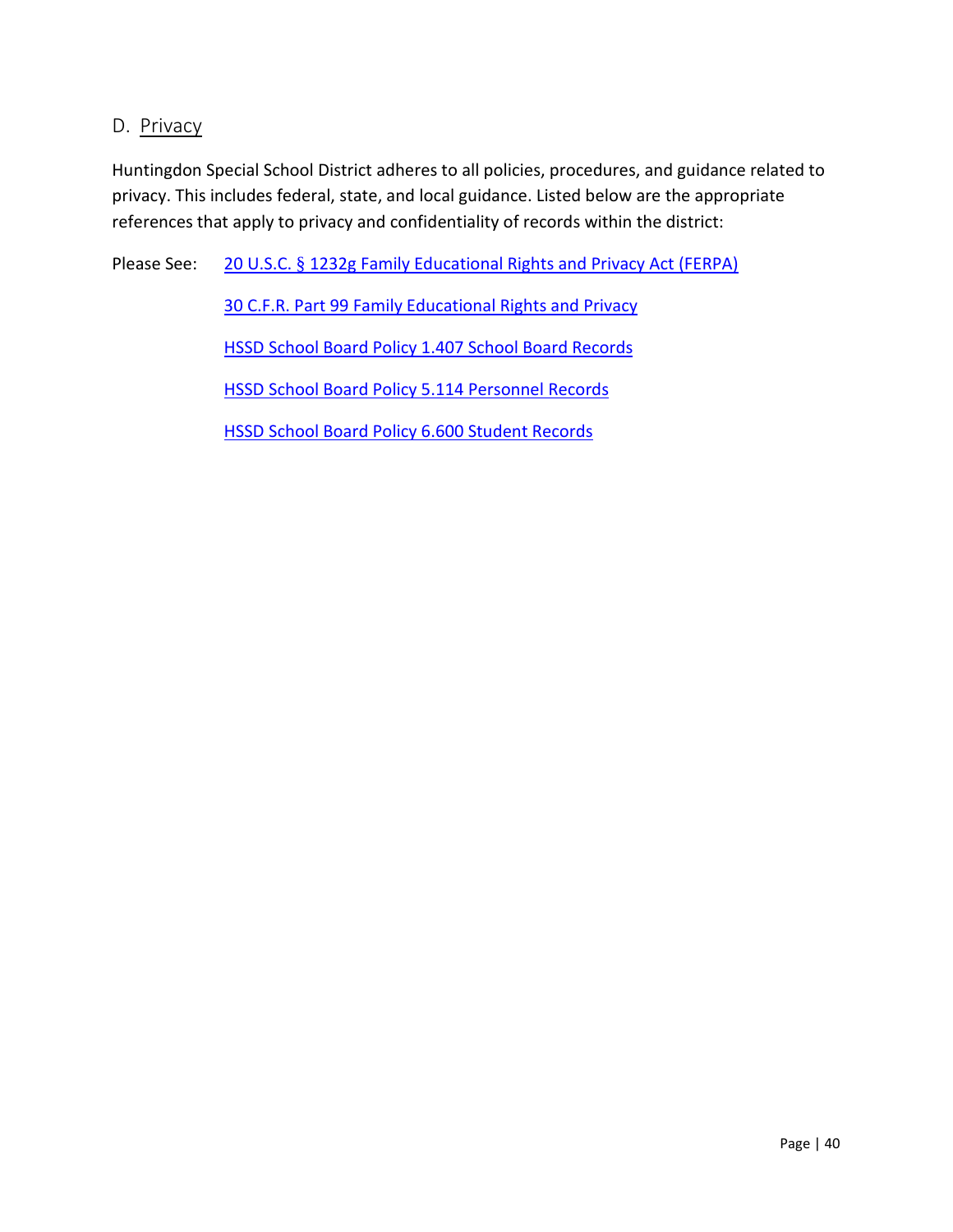## D. Privacy

Huntingdon Special School District adheres to all policies, procedures, and guidance related to privacy. This includes federal, state, and local guidance. Listed below are the appropriate references that apply to privacy and confidentiality of records within the district:

Please See:

- 20 U.S.C. § 1232g Family Educational Rights and Privacy Act (FERPA)
- 30 C.F.R. Part 99 Family Educational Rights and Privacy
- HSSD School Board Policy 1.407 School Board Records
- HSSD School Board Policy 5.114 Personnel Records
- HSSD School Board Policy 6.600 Student Records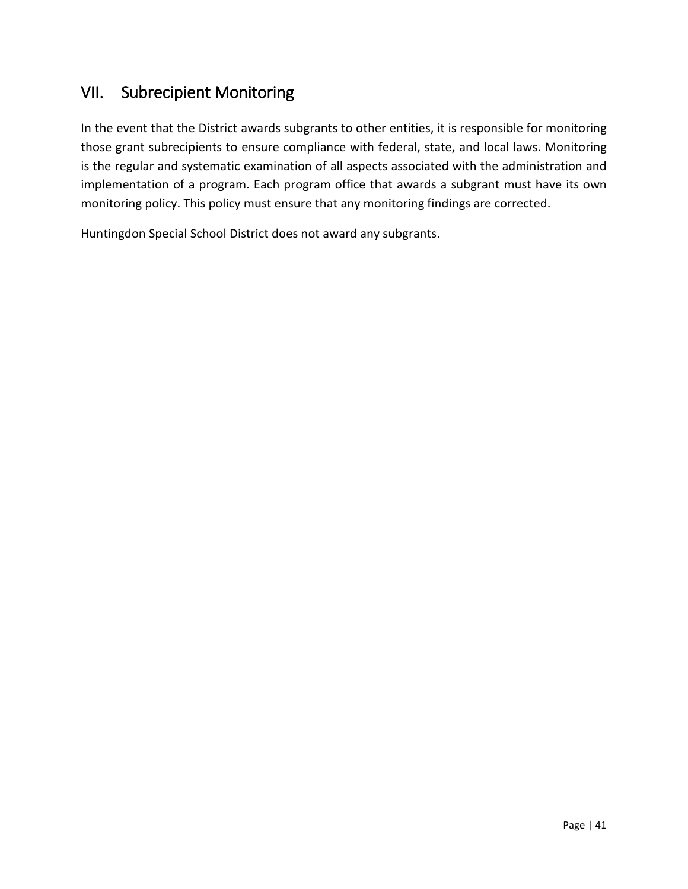## VII. Subrecipient Monitoring

In the event that the District awards subgrants to other entities, it is responsible for monitoring those grant subrecipients to ensure compliance with federal, state, and local laws. Monitoring is the regular and systematic examination of all aspects associated with the administration and implementation of a program. Each program office that awards a subgrant must have its own monitoring policy. This policy must ensure that any monitoring findings are corrected.

Huntingdon Special School District does not award any subgrants.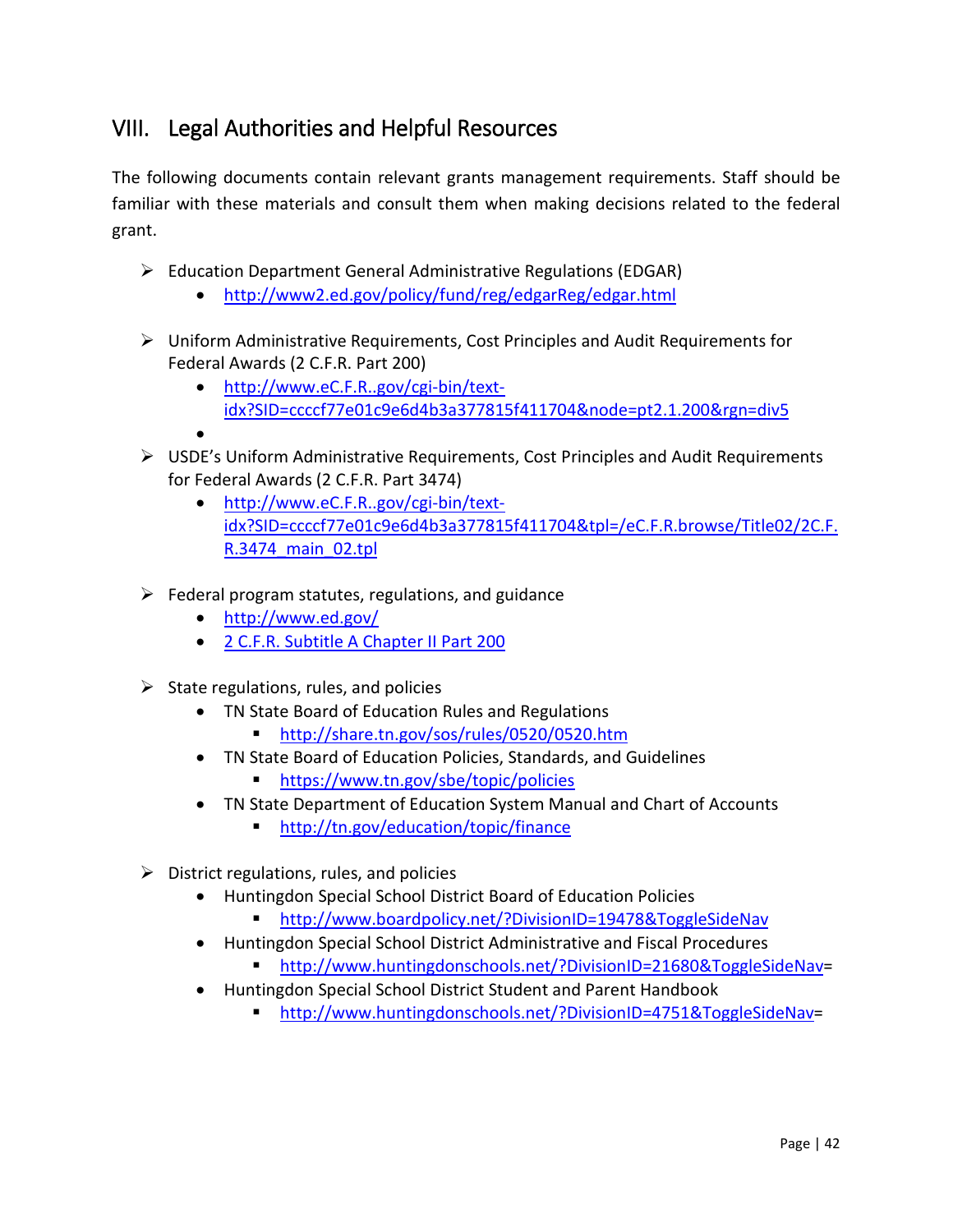## VIII. Legal Authorities and Helpful Resources

The following documents contain relevant grants management requirements. Staff should be familiar with these materials and consult them when making decisions related to the federal grant.

- Education Department General Administrative Regulations (EDGAR)
  - http://www2.ed.gov/policy/fund/reg/edgarReg/edgar.html
- Uniform Administrative Requirements, Cost Principles and Audit Requirements for Federal Awards (2 C.F.R. Part 200)
  - http://www.eC.F.R..gov/cgi-bin/text-idx?SID=ccccf77e01c9e6d4b3a377815f411704&node=pt2.1.200&rgn=div5
  - 
- USDE's Uniform Administrative Requirements, Cost Principles and Audit Requirements for Federal Awards (2 C.F.R. Part 3474)
  - http://www.eC.F.R..gov/cgi-bin/text-idx?SID=ccccf77e01c9e6d4b3a377815f411704&tpl=/eC.F.R.browse/Title02/2C.F.R.3474_main_02.tpl
- Federal program statutes, regulations, and guidance
  - http://www.ed.gov/
  - 2 C.F.R. Subtitle A Chapter II Part 200
- State regulations, rules, and policies
  - TN State Board of Education Rules and Regulations
    - http://share.tn.gov/sos/rules/0520/0520.htm
  - TN State Board of Education Policies, Standards, and Guidelines
    - https://www.tn.gov/sbe/topic/policies
  - TN State Department of Education System Manual and Chart of Accounts
    - http://tn.gov/education/topic/finance
- District regulations, rules, and policies
  - Huntingdon Special School District Board of Education Policies
    - http://www.boardpolicy.net/?DivisionID=19478&ToggleSideNav
  - Huntingdon Special School District Administrative and Fiscal Procedures
    - http://www.huntingdonschools.net/?DivisionID=21680&ToggleSideNav=
  - Huntingdon Special School District Student and Parent Handbook
    - http://www.huntingdonschools.net/?DivisionID=4751&ToggleSideNav=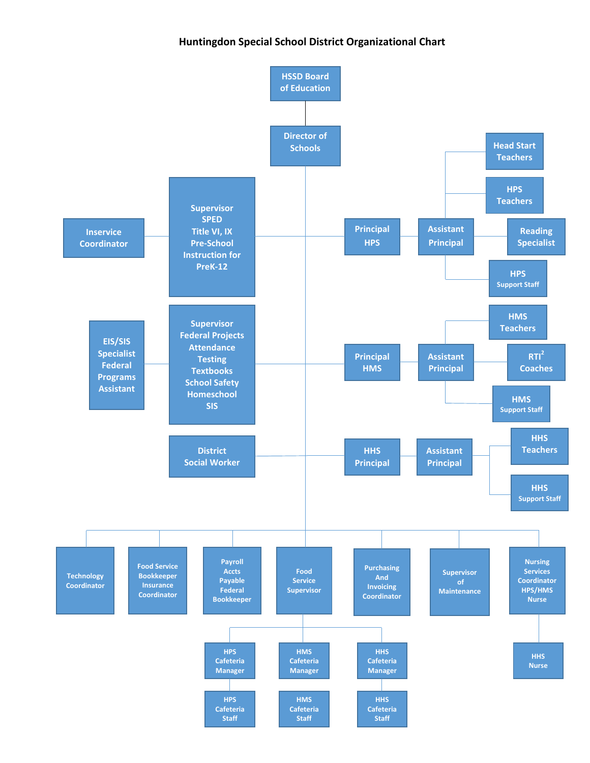# Huntingdon Special School District Organizational Chart

HSSD Board of Education

Director of Schools

Inservice Coordinator

Supervisor SPED Title VI, IX Pre-School Instruction for PreK-12

Principal HPS

Assistant Principal

Head Start Teachers

HPS Teachers

Reading Specialist

HPS Support Staff

EIS/SIS Specialist Federal Programs Assistant

Supervisor Federal Projects Attendance Testing Textbooks School Safety Homeschool SIS

Principal HMS

Assistant Principal

HMS Teachers

RTI$^2$ Coaches

HMS Support Staff

District Social Worker

HHS Principal

Assistant Principal

HHS Teachers

HHS Support Staff

Technology Coordinator

Food Service Bookkeeper Insurance Coordinator

Payroll Accts Payable Federal Bookkeeper

Food Service Supervisor

Purchasing And Invoicing Coordinator

Supervisor of Maintenance

Nursing Services Coordinator HPS/HMS Nurse

HPS Cafeteria Manager

HMS Cafeteria Manager

HHS Cafeteria Manager

HHS Nurse

HPS Cafeteria Staff

HMS Cafeteria Staff

HHS Cafeteria Staff